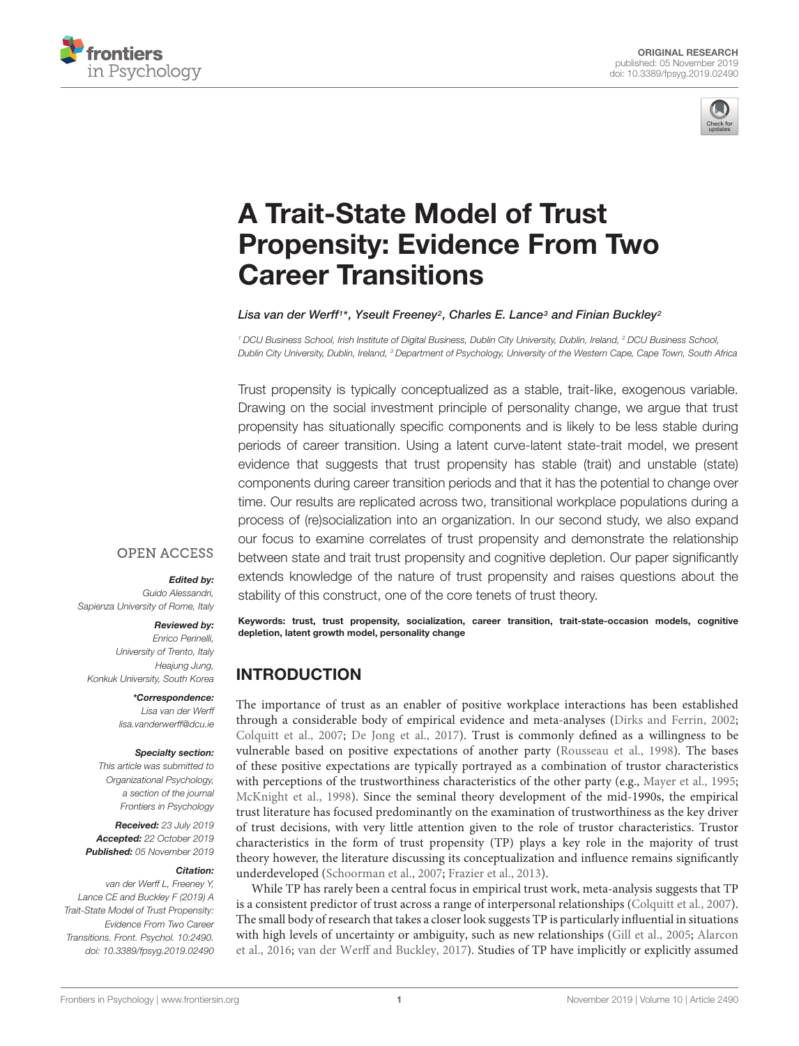ORIGINAL RESEARCH
published: 05 November 2019
doi: 10.3389/fpsyg.2019.02490

# A Trait-State Model of Trust Propensity: Evidence From Two Career Transitions

*Lisa van der Werff[1]\*, Yseult Freeney[2], Charles E. Lance[3] and Finian Buckley[2]*

[1] DCU Business School, Irish Institute of Digital Business, Dublin City University, Dublin, Ireland, [2] DCU Business School, Dublin City University, Dublin, Ireland, [3] Department of Psychology, University of the Western Cape, Cape Town, South Africa

Trust propensity is typically conceptualized as a stable, trait-like, exogenous variable. Drawing on the social investment principle of personality change, we argue that trust propensity has situationally specific components and is likely to be less stable during periods of career transition. Using a latent curve-latent state-trait model, we present evidence that suggests that trust propensity has stable (trait) and unstable (state) components during career transition periods and that it has the potential to change over time. Our results are replicated across two, transitional workplace populations during a process of (re)socialization into an organization. In our second study, we also expand our focus to examine correlates of trust propensity and demonstrate the relationship between state and trait trust propensity and cognitive depletion. Our paper significantly extends knowledge of the nature of trust propensity and raises questions about the stability of this construct, one of the core tenets of trust theory.

**Keywords: trust, trust propensity, socialization, career transition, trait-state-occasion models, cognitive depletion, latent growth model, personality change**

OPEN ACCESS

***Edited by:***
*Guido Alessandri,*
*Sapienza University of Rome, Italy*

***Reviewed by:***
*Enrico Perinelli,*
*University of Trento, Italy*
*Heajung Jung,*
*Konkuk University, South Korea*

***\*Correspondence:***
*Lisa van der Werff*
*lisa.vanderwerff@dcu.ie*

***Specialty section:***
*This article was submitted to Organizational Psychology, a section of the journal Frontiers in Psychology*

***Received:*** *23 July 2019*
***Accepted:*** *22 October 2019*
***Published:*** *05 November 2019*

***Citation:***
*van der Werff L, Freeney Y, Lance CE and Buckley F (2019) A Trait-State Model of Trust Propensity: Evidence From Two Career Transitions. Front. Psychol. 10:2490. doi: 10.3389/fpsyg.2019.02490*

## INTRODUCTION

The importance of trust as an enabler of positive workplace interactions has been established through a considerable body of empirical evidence and meta-analyses (Dirks and Ferrin, 2002; Colquitt et al., 2007; De Jong et al., 2017). Trust is commonly defined as a willingness to be vulnerable based on positive expectations of another party (Rousseau et al., 1998). The bases of these positive expectations are typically portrayed as a combination of trustor characteristics with perceptions of the trustworthiness characteristics of the other party (e.g., Mayer et al., 1995; McKnight et al., 1998). Since the seminal theory development of the mid-1990s, the empirical trust literature has focused predominantly on the examination of trustworthiness as the key driver of trust decisions, with very little attention given to the role of trustor characteristics. Trustor characteristics in the form of trust propensity (TP) plays a key role in the majority of trust theory however, the literature discussing its conceptualization and influence remains significantly underdeveloped (Schoorman et al., 2007; Frazier et al., 2013).

While TP has rarely been a central focus in empirical trust work, meta-analysis suggests that TP is a consistent predictor of trust across a range of interpersonal relationships (Colquitt et al., 2007). The small body of research that takes a closer look suggests TP is particularly influential in situations with high levels of uncertainty or ambiguity, such as new relationships (Gill et al., 2005; Alarcon et al., 2016; van der Werff and Buckley, 2017). Studies of TP have implicitly or explicitly assumed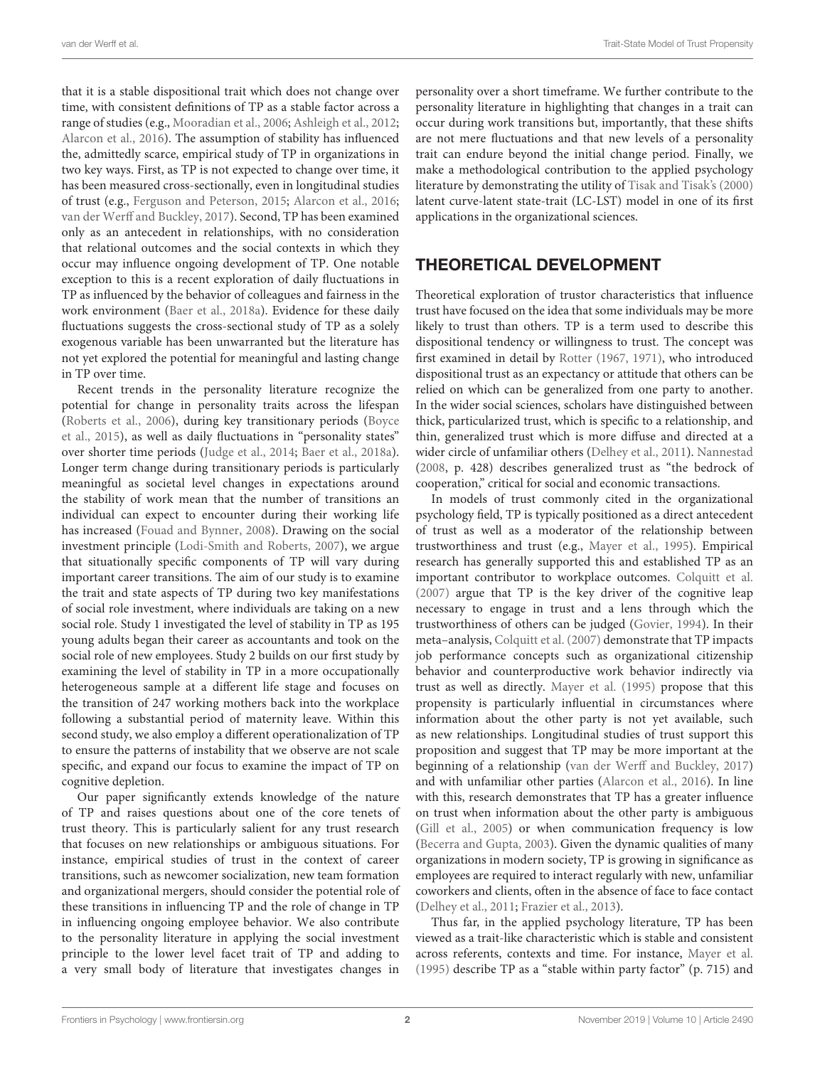that it is a stable dispositional trait which does not change over time, with consistent definitions of TP as a stable factor across a range of studies (e.g., Mooradian et al., 2006; Ashleigh et al., 2012; Alarcon et al., 2016). The assumption of stability has influenced the, admittedly scarce, empirical study of TP in organizations in two key ways. First, as TP is not expected to change over time, it has been measured cross-sectionally, even in longitudinal studies of trust (e.g., Ferguson and Peterson, 2015; Alarcon et al., 2016; van der Werff and Buckley, 2017). Second, TP has been examined only as an antecedent in relationships, with no consideration that relational outcomes and the social contexts in which they occur may influence ongoing development of TP. One notable exception to this is a recent exploration of daily fluctuations in TP as influenced by the behavior of colleagues and fairness in the work environment (Baer et al., 2018a). Evidence for these daily fluctuations suggests the cross-sectional study of TP as a solely exogenous variable has been unwarranted but the literature has not yet explored the potential for meaningful and lasting change in TP over time.

Recent trends in the personality literature recognize the potential for change in personality traits across the lifespan (Roberts et al., 2006), during key transitionary periods (Boyce et al., 2015), as well as daily fluctuations in "personality states" over shorter time periods (Judge et al., 2014; Baer et al., 2018a). Longer term change during transitionary periods is particularly meaningful as societal level changes in expectations around the stability of work mean that the number of transitions an individual can expect to encounter during their working life has increased (Fouad and Bynner, 2008). Drawing on the social investment principle (Lodi-Smith and Roberts, 2007), we argue that situationally specific components of TP will vary during important career transitions. The aim of our study is to examine the trait and state aspects of TP during two key manifestations of social role investment, where individuals are taking on a new social role. Study 1 investigated the level of stability in TP as 195 young adults began their career as accountants and took on the social role of new employees. Study 2 builds on our first study by examining the level of stability in TP in a more occupationally heterogeneous sample at a different life stage and focuses on the transition of 247 working mothers back into the workplace following a substantial period of maternity leave. Within this second study, we also employ a different operationalization of TP to ensure the patterns of instability that we observe are not scale specific, and expand our focus to examine the impact of TP on cognitive depletion.

Our paper significantly extends knowledge of the nature of TP and raises questions about one of the core tenets of trust theory. This is particularly salient for any trust research that focuses on new relationships or ambiguous situations. For instance, empirical studies of trust in the context of career transitions, such as newcomer socialization, new team formation and organizational mergers, should consider the potential role of these transitions in influencing TP and the role of change in TP in influencing ongoing employee behavior. We also contribute to the personality literature in applying the social investment principle to the lower level facet trait of TP and adding to a very small body of literature that investigates changes in personality over a short timeframe. We further contribute to the personality literature in highlighting that changes in a trait can occur during work transitions but, importantly, that these shifts are not mere fluctuations and that new levels of a personality trait can endure beyond the initial change period. Finally, we make a methodological contribution to the applied psychology literature by demonstrating the utility of Tisak and Tisak's (2000) latent curve-latent state-trait (LC-LST) model in one of its first applications in the organizational sciences.

## THEORETICAL DEVELOPMENT

Theoretical exploration of trustor characteristics that influence trust have focused on the idea that some individuals may be more likely to trust than others. TP is a term used to describe this dispositional tendency or willingness to trust. The concept was first examined in detail by Rotter (1967, 1971), who introduced dispositional trust as an expectancy or attitude that others can be relied on which can be generalized from one party to another. In the wider social sciences, scholars have distinguished between thick, particularized trust, which is specific to a relationship, and thin, generalized trust which is more diffuse and directed at a wider circle of unfamiliar others (Delhey et al., 2011). Nannestad (2008, p. 428) describes generalized trust as "the bedrock of cooperation," critical for social and economic transactions.

In models of trust commonly cited in the organizational psychology field, TP is typically positioned as a direct antecedent of trust as well as a moderator of the relationship between trustworthiness and trust (e.g., Mayer et al., 1995). Empirical research has generally supported this and established TP as an important contributor to workplace outcomes. Colquitt et al. (2007) argue that TP is the key driver of the cognitive leap necessary to engage in trust and a lens through which the trustworthiness of others can be judged (Govier, 1994). In their meta–analysis, Colquitt et al. (2007) demonstrate that TP impacts job performance concepts such as organizational citizenship behavior and counterproductive work behavior indirectly via trust as well as directly. Mayer et al. (1995) propose that this propensity is particularly influential in circumstances where information about the other party is not yet available, such as new relationships. Longitudinal studies of trust support this proposition and suggest that TP may be more important at the beginning of a relationship (van der Werff and Buckley, 2017) and with unfamiliar other parties (Alarcon et al., 2016). In line with this, research demonstrates that TP has a greater influence on trust when information about the other party is ambiguous (Gill et al., 2005) or when communication frequency is low (Becerra and Gupta, 2003). Given the dynamic qualities of many organizations in modern society, TP is growing in significance as employees are required to interact regularly with new, unfamiliar coworkers and clients, often in the absence of face to face contact (Delhey et al., 2011; Frazier et al., 2013).

Thus far, in the applied psychology literature, TP has been viewed as a trait-like characteristic which is stable and consistent across referents, contexts and time. For instance, Mayer et al. (1995) describe TP as a "stable within party factor" (p. 715) and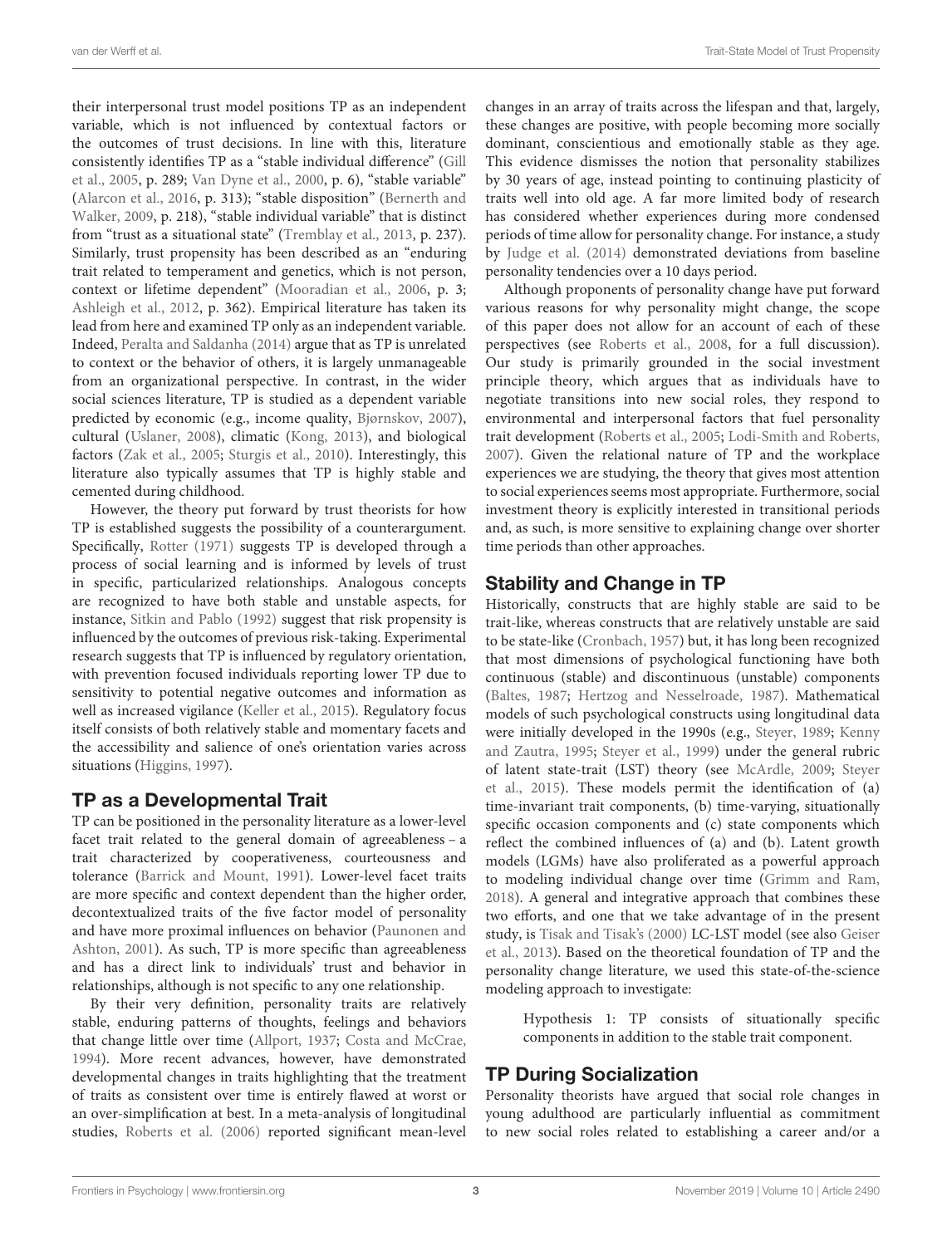their interpersonal trust model positions TP as an independent variable, which is not influenced by contextual factors or the outcomes of trust decisions. In line with this, literature consistently identifies TP as a "stable individual difference" (Gill et al., 2005, p. 289; Van Dyne et al., 2000, p. 6), "stable variable" (Alarcon et al., 2016, p. 313); "stable disposition" (Bernerth and Walker, 2009, p. 218), "stable individual variable" that is distinct from "trust as a situational state" (Tremblay et al., 2013, p. 237). Similarly, trust propensity has been described as an "enduring trait related to temperament and genetics, which is not person, context or lifetime dependent" (Mooradian et al., 2006, p. 3; Ashleigh et al., 2012, p. 362). Empirical literature has taken its lead from here and examined TP only as an independent variable. Indeed, Peralta and Saldanha (2014) argue that as TP is unrelated to context or the behavior of others, it is largely unmanageable from an organizational perspective. In contrast, in the wider social sciences literature, TP is studied as a dependent variable predicted by economic (e.g., income quality, Bjørnskov, 2007), cultural (Uslaner, 2008), climatic (Kong, 2013), and biological factors (Zak et al., 2005; Sturgis et al., 2010). Interestingly, this literature also typically assumes that TP is highly stable and cemented during childhood.

However, the theory put forward by trust theorists for how TP is established suggests the possibility of a counterargument. Specifically, Rotter (1971) suggests TP is developed through a process of social learning and is informed by levels of trust in specific, particularized relationships. Analogous concepts are recognized to have both stable and unstable aspects, for instance, Sitkin and Pablo (1992) suggest that risk propensity is influenced by the outcomes of previous risk-taking. Experimental research suggests that TP is influenced by regulatory orientation, with prevention focused individuals reporting lower TP due to sensitivity to potential negative outcomes and information as well as increased vigilance (Keller et al., 2015). Regulatory focus itself consists of both relatively stable and momentary facets and the accessibility and salience of one's orientation varies across situations (Higgins, 1997).

## TP as a Developmental Trait

TP can be positioned in the personality literature as a lower-level facet trait related to the general domain of agreeableness – a trait characterized by cooperativeness, courteousness and tolerance (Barrick and Mount, 1991). Lower-level facet traits are more specific and context dependent than the higher order, decontextualized traits of the five factor model of personality and have more proximal influences on behavior (Paunonen and Ashton, 2001). As such, TP is more specific than agreeableness and has a direct link to individuals' trust and behavior in relationships, although is not specific to any one relationship.

By their very definition, personality traits are relatively stable, enduring patterns of thoughts, feelings and behaviors that change little over time (Allport, 1937; Costa and McCrae, 1994). More recent advances, however, have demonstrated developmental changes in traits highlighting that the treatment of traits as consistent over time is entirely flawed at worst or an over-simplification at best. In a meta-analysis of longitudinal studies, Roberts et al. (2006) reported significant mean-level changes in an array of traits across the lifespan and that, largely, these changes are positive, with people becoming more socially dominant, conscientious and emotionally stable as they age. This evidence dismisses the notion that personality stabilizes by 30 years of age, instead pointing to continuing plasticity of traits well into old age. A far more limited body of research has considered whether experiences during more condensed periods of time allow for personality change. For instance, a study by Judge et al. (2014) demonstrated deviations from baseline personality tendencies over a 10 days period.

Although proponents of personality change have put forward various reasons for why personality might change, the scope of this paper does not allow for an account of each of these perspectives (see Roberts et al., 2008, for a full discussion). Our study is primarily grounded in the social investment principle theory, which argues that as individuals have to negotiate transitions into new social roles, they respond to environmental and interpersonal factors that fuel personality trait development (Roberts et al., 2005; Lodi-Smith and Roberts, 2007). Given the relational nature of TP and the workplace experiences we are studying, the theory that gives most attention to social experiences seems most appropriate. Furthermore, social investment theory is explicitly interested in transitional periods and, as such, is more sensitive to explaining change over shorter time periods than other approaches.

## Stability and Change in TP

Historically, constructs that are highly stable are said to be trait-like, whereas constructs that are relatively unstable are said to be state-like (Cronbach, 1957) but, it has long been recognized that most dimensions of psychological functioning have both continuous (stable) and discontinuous (unstable) components (Baltes, 1987; Hertzog and Nesselroade, 1987). Mathematical models of such psychological constructs using longitudinal data were initially developed in the 1990s (e.g., Steyer, 1989; Kenny and Zautra, 1995; Steyer et al., 1999) under the general rubric of latent state-trait (LST) theory (see McArdle, 2009; Steyer et al., 2015). These models permit the identification of (a) time-invariant trait components, (b) time-varying, situationally specific occasion components and (c) state components which reflect the combined influences of (a) and (b). Latent growth models (LGMs) have also proliferated as a powerful approach to modeling individual change over time (Grimm and Ram, 2018). A general and integrative approach that combines these two efforts, and one that we take advantage of in the present study, is Tisak and Tisak's (2000) LC-LST model (see also Geiser et al., 2013). Based on the theoretical foundation of TP and the personality change literature, we used this state-of-the-science modeling approach to investigate:

> Hypothesis 1: TP consists of situationally specific components in addition to the stable trait component.

## TP During Socialization

Personality theorists have argued that social role changes in young adulthood are particularly influential as commitment to new social roles related to establishing a career and/or a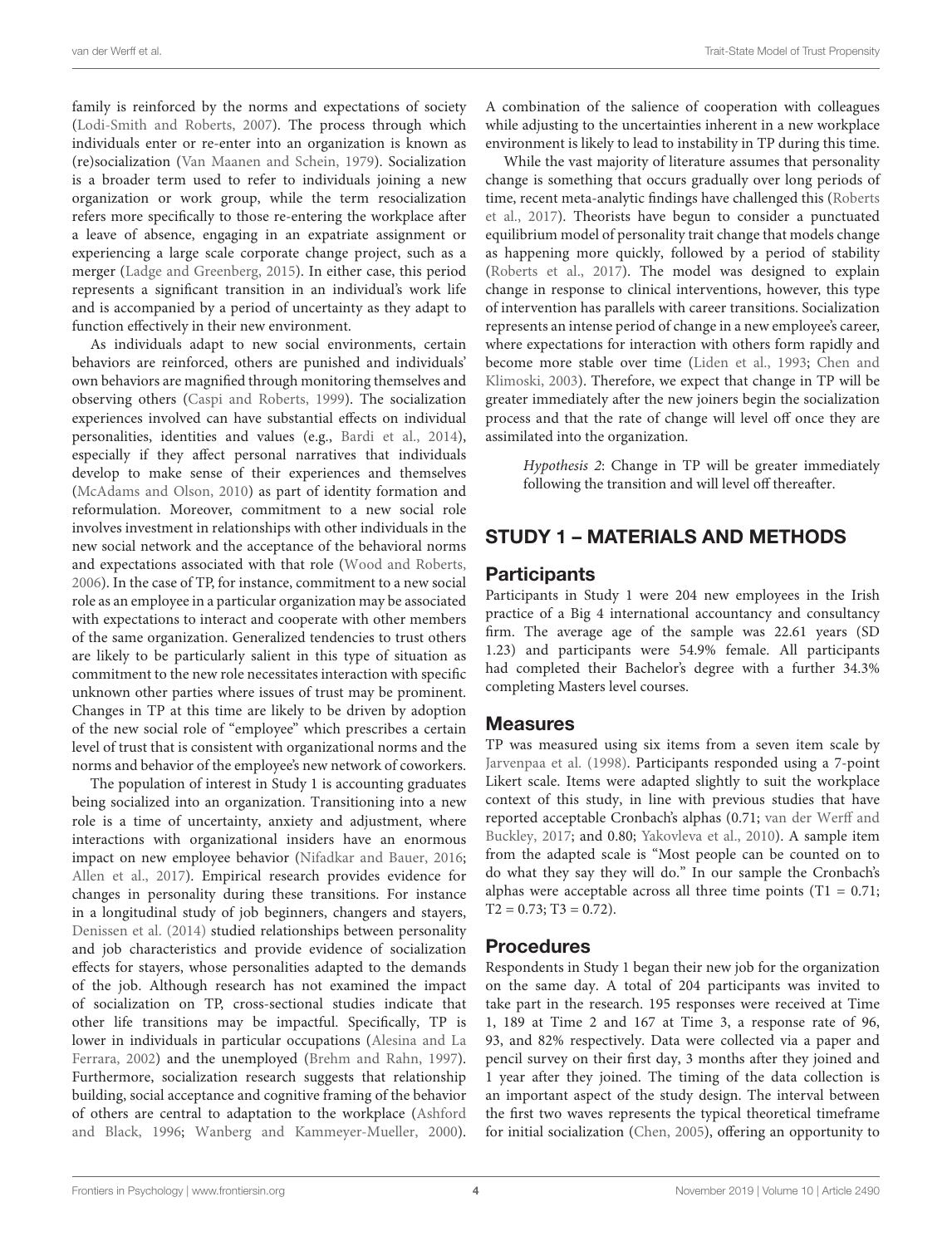family is reinforced by the norms and expectations of society (Lodi-Smith and Roberts, 2007). The process through which individuals enter or re-enter into an organization is known as (re)socialization (Van Maanen and Schein, 1979). Socialization is a broader term used to refer to individuals joining a new organization or work group, while the term resocialization refers more specifically to those re-entering the workplace after a leave of absence, engaging in an expatriate assignment or experiencing a large scale corporate change project, such as a merger (Ladge and Greenberg, 2015). In either case, this period represents a significant transition in an individual's work life and is accompanied by a period of uncertainty as they adapt to function effectively in their new environment.

As individuals adapt to new social environments, certain behaviors are reinforced, others are punished and individuals' own behaviors are magnified through monitoring themselves and observing others (Caspi and Roberts, 1999). The socialization experiences involved can have substantial effects on individual personalities, identities and values (e.g., Bardi et al., 2014), especially if they affect personal narratives that individuals develop to make sense of their experiences and themselves (McAdams and Olson, 2010) as part of identity formation and reformulation. Moreover, commitment to a new social role involves investment in relationships with other individuals in the new social network and the acceptance of the behavioral norms and expectations associated with that role (Wood and Roberts, 2006). In the case of TP, for instance, commitment to a new social role as an employee in a particular organization may be associated with expectations to interact and cooperate with other members of the same organization. Generalized tendencies to trust others are likely to be particularly salient in this type of situation as commitment to the new role necessitates interaction with specific unknown other parties where issues of trust may be prominent. Changes in TP at this time are likely to be driven by adoption of the new social role of "employee" which prescribes a certain level of trust that is consistent with organizational norms and the norms and behavior of the employee's new network of coworkers.

The population of interest in Study 1 is accounting graduates being socialized into an organization. Transitioning into a new role is a time of uncertainty, anxiety and adjustment, where interactions with organizational insiders have an enormous impact on new employee behavior (Nifadkar and Bauer, 2016; Allen et al., 2017). Empirical research provides evidence for changes in personality during these transitions. For instance in a longitudinal study of job beginners, changers and stayers, Denissen et al. (2014) studied relationships between personality and job characteristics and provide evidence of socialization effects for stayers, whose personalities adapted to the demands of the job. Although research has not examined the impact of socialization on TP, cross-sectional studies indicate that other life transitions may be impactful. Specifically, TP is lower in individuals in particular occupations (Alesina and La Ferrara, 2002) and the unemployed (Brehm and Rahn, 1997). Furthermore, socialization research suggests that relationship building, social acceptance and cognitive framing of the behavior of others are central to adaptation to the workplace (Ashford and Black, 1996; Wanberg and Kammeyer-Mueller, 2000). A combination of the salience of cooperation with colleagues while adjusting to the uncertainties inherent in a new workplace environment is likely to lead to instability in TP during this time.

While the vast majority of literature assumes that personality change is something that occurs gradually over long periods of time, recent meta-analytic findings have challenged this (Roberts et al., 2017). Theorists have begun to consider a punctuated equilibrium model of personality trait change that models change as happening more quickly, followed by a period of stability (Roberts et al., 2017). The model was designed to explain change in response to clinical interventions, however, this type of intervention has parallels with career transitions. Socialization represents an intense period of change in a new employee's career, where expectations for interaction with others form rapidly and become more stable over time (Liden et al., 1993; Chen and Klimoski, 2003). Therefore, we expect that change in TP will be greater immediately after the new joiners begin the socialization process and that the rate of change will level off once they are assimilated into the organization.

> *Hypothesis 2*: Change in TP will be greater immediately following the transition and will level off thereafter.

## STUDY 1 – MATERIALS AND METHODS

### Participants

Participants in Study 1 were 204 new employees in the Irish practice of a Big 4 international accountancy and consultancy firm. The average age of the sample was 22.61 years (SD 1.23) and participants were 54.9% female. All participants had completed their Bachelor's degree with a further 34.3% completing Masters level courses.

### Measures

TP was measured using six items from a seven item scale by Jarvenpaa et al. (1998). Participants responded using a 7-point Likert scale. Items were adapted slightly to suit the workplace context of this study, in line with previous studies that have reported acceptable Cronbach's alphas (0.71; van der Werff and Buckley, 2017; and 0.80; Yakovleva et al., 2010). A sample item from the adapted scale is "Most people can be counted on to do what they say they will do." In our sample the Cronbach's alphas were acceptable across all three time points (T1 = 0.71; T2 = 0.73; T3 = 0.72).

### Procedures

Respondents in Study 1 began their new job for the organization on the same day. A total of 204 participants was invited to take part in the research. 195 responses were received at Time 1, 189 at Time 2 and 167 at Time 3, a response rate of 96, 93, and 82% respectively. Data were collected via a paper and pencil survey on their first day, 3 months after they joined and 1 year after they joined. The timing of the data collection is an important aspect of the study design. The interval between the first two waves represents the typical theoretical timeframe for initial socialization (Chen, 2005), offering an opportunity to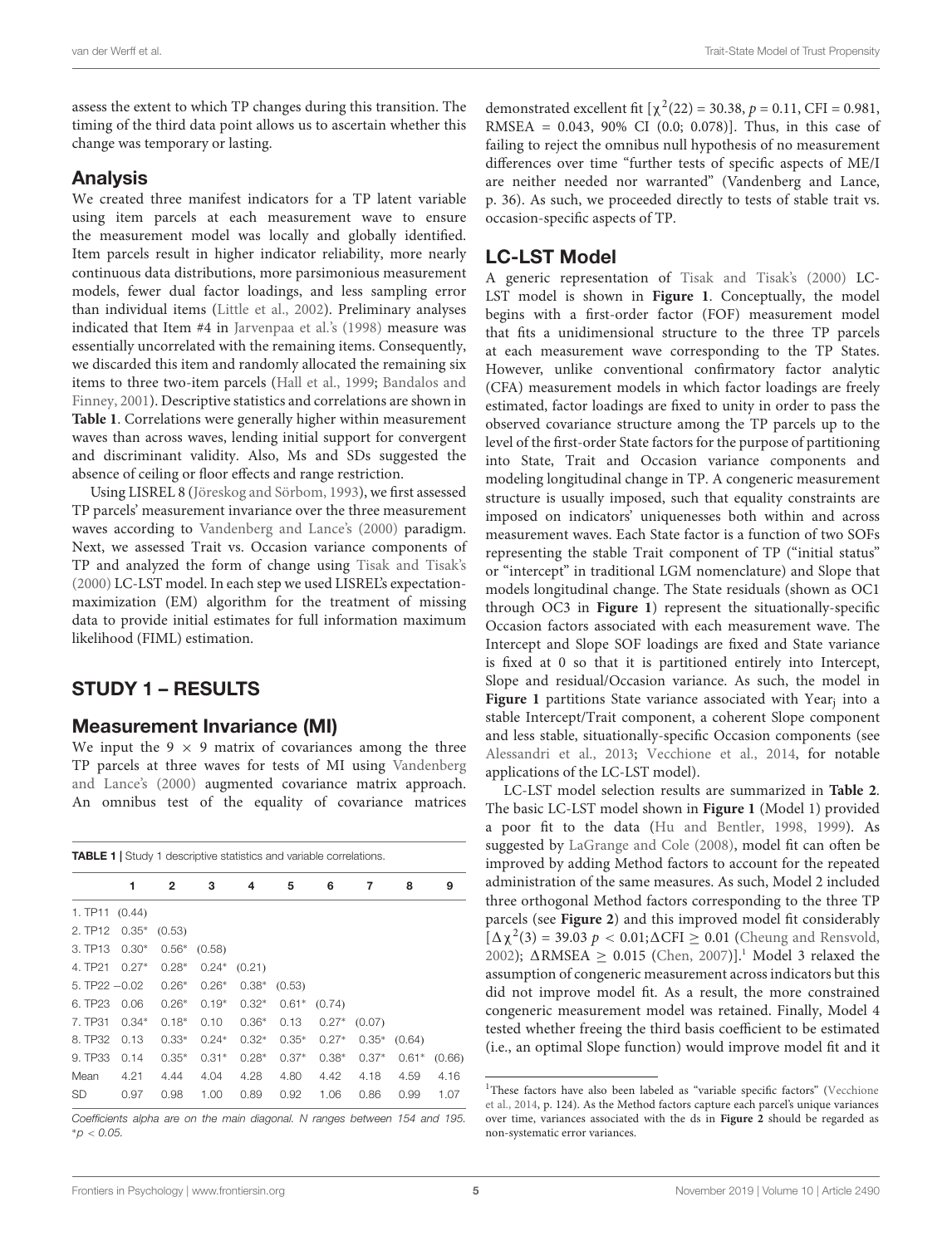assess the extent to which TP changes during this transition. The timing of the third data point allows us to ascertain whether this change was temporary or lasting.

## Analysis

We created three manifest indicators for a TP latent variable using item parcels at each measurement wave to ensure the measurement model was locally and globally identified. Item parcels result in higher indicator reliability, more nearly continuous data distributions, more parsimonious measurement models, fewer dual factor loadings, and less sampling error than individual items (Little et al., 2002). Preliminary analyses indicated that Item #4 in Jarvenpaa et al.'s (1998) measure was essentially uncorrelated with the remaining items. Consequently, we discarded this item and randomly allocated the remaining six items to three two-item parcels (Hall et al., 1999; Bandalos and Finney, 2001). Descriptive statistics and correlations are shown in **Table 1**. Correlations were generally higher within measurement waves than across waves, lending initial support for convergent and discriminant validity. Also, Ms and SDs suggested the absence of ceiling or floor effects and range restriction.

Using LISREL 8 (Jöreskog and Sörbom, 1993), we first assessed TP parcels' measurement invariance over the three measurement waves according to Vandenberg and Lance's (2000) paradigm. Next, we assessed Trait vs. Occasion variance components of TP and analyzed the form of change using Tisak and Tisak's (2000) LC-LST model. In each step we used LISREL's expectation-maximization (EM) algorithm for the treatment of missing data to provide initial estimates for full information maximum likelihood (FIML) estimation.

# STUDY 1 – RESULTS

## Measurement Invariance (MI)

We input the 9 × 9 matrix of covariances among the three TP parcels at three waves for tests of MI using Vandenberg and Lance's (2000) augmented covariance matrix approach. An omnibus test of the equality of covariance matrices demonstrated excellent fit [$\chi^2(22) = 30.38$, $p = 0.11$, CFI = 0.981, RMSEA = 0.043, 90% CI (0.0; 0.078)]. Thus, in this case of failing to reject the omnibus null hypothesis of no measurement differences over time "further tests of specific aspects of ME/I are neither needed nor warranted" (Vandenberg and Lance, p. 36). As such, we proceeded directly to tests of stable trait vs. occasion-specific aspects of TP.

**TABLE 1** | Study 1 descriptive statistics and variable correlations.

| | 1 | 2 | 3 | 4 | 5 | 6 | 7 | 8 | 9 |
|---|---|---|---|---|---|---|---|---|---|
| 1. TP11 | (0.44) | | | | | | | | |
| 2. TP12 | 0.35* | (0.53) | | | | | | | |
| 3. TP13 | 0.30* | 0.56* | (0.58) | | | | | | |
| 4. TP21 | 0.27* | 0.28* | 0.24* | (0.21) | | | | | |
| 5. TP22 | −0.02 | 0.26* | 0.26* | 0.38* | (0.53) | | | | |
| 6. TP23 | 0.06 | 0.26* | 0.19* | 0.32* | 0.61* | (0.74) | | | |
| 7. TP31 | 0.34* | 0.18* | 0.10 | 0.36* | 0.13 | 0.27* | (0.07) | | |
| 8. TP32 | 0.13 | 0.33* | 0.24* | 0.32* | 0.35* | 0.27* | 0.35* | (0.64) | |
| 9. TP33 | 0.14 | 0.35* | 0.31* | 0.28* | 0.37* | 0.38* | 0.37* | 0.61* | (0.66) |
| Mean | 4.21 | 4.44 | 4.04 | 4.28 | 4.80 | 4.42 | 4.18 | 4.59 | 4.16 |
| SD | 0.97 | 0.98 | 1.00 | 0.89 | 0.92 | 1.06 | 0.86 | 0.99 | 1.07 |

*Coefficients alpha are on the main diagonal. N ranges between 154 and 195. *p < 0.05.*

## LC-LST Model

A generic representation of Tisak and Tisak's (2000) LC-LST model is shown in **Figure 1**. Conceptually, the model begins with a first-order factor (FOF) measurement model that fits a unidimensional structure to the three TP parcels at each measurement wave corresponding to the TP States. However, unlike conventional confirmatory factor analytic (CFA) measurement models in which factor loadings are freely estimated, factor loadings are fixed to unity in order to pass the observed covariance structure among the TP parcels up to the level of the first-order State factors for the purpose of partitioning into State, Trait and Occasion variance components and modeling longitudinal change in TP. A congeneric measurement structure is usually imposed, such that equality constraints are imposed on indicators' uniquenesses both within and across measurement waves. Each State factor is a function of two SOFs representing the stable Trait component of TP ("initial status" or "intercept" in traditional LGM nomenclature) and Slope that models longitudinal change. The State residuals (shown as OC1 through OC3 in **Figure 1**) represent the situationally-specific Occasion factors associated with each measurement wave. The Intercept and Slope SOF loadings are fixed and State variance is fixed at 0 so that it is partitioned entirely into Intercept, Slope and residual/Occasion variance. As such, the model in **Figure 1** partitions State variance associated with $Year_j$ into a stable Intercept/Trait component, a coherent Slope component and less stable, situationally-specific Occasion components (see Alessandri et al., 2013; Vecchione et al., 2014, for notable applications of the LC-LST model).

LC-LST model selection results are summarized in **Table 2**. The basic LC-LST model shown in **Figure 1** (Model 1) provided a poor fit to the data (Hu and Bentler, 1998, 1999). As suggested by LaGrange and Cole (2008), model fit can often be improved by adding Method factors to account for the repeated administration of the same measures. As such, Model 2 included three orthogonal Method factors corresponding to the three TP parcels (see **Figure 2**) and this improved model fit considerably [$\Delta\chi^2(3) = 39.03$ $p < 0.01$; $\Delta$CFI $\geq 0.01$ (Cheung and Rensvold, 2002); $\Delta$RMSEA $\geq 0.015$ (Chen, 2007)].[1] Model 3 relaxed the assumption of congeneric measurement across indicators but this did not improve model fit. As a result, the more constrained congeneric measurement model was retained. Finally, Model 4 tested whether freeing the third basis coefficient to be estimated (i.e., an optimal Slope function) would improve model fit and it

[1] These factors have also been labeled as "variable specific factors" (Vecchione et al., 2014, p. 124). As the Method factors capture each parcel's unique variances over time, variances associated with the ds in **Figure 2** should be regarded as non-systematic error variances.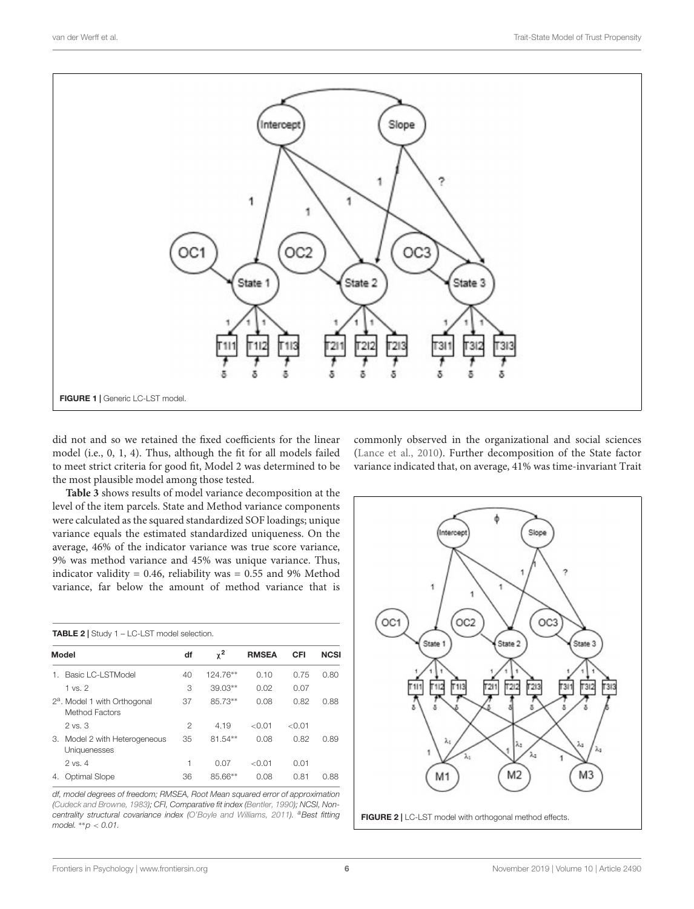FIGURE 1 | Generic LC-LST model.

did not and so we retained the fixed coefficients for the linear model (i.e., 0, 1, 4). Thus, although the fit for all models failed to meet strict criteria for good fit, Model 2 was determined to be the most plausible model among those tested.

**Table 3** shows results of model variance decomposition at the level of the item parcels. State and Method variance components were calculated as the squared standardized SOF loadings; unique variance equals the estimated standardized uniqueness. On the average, 46% of the indicator variance was true score variance, 9% was method variance and 45% was unique variance. Thus, indicator validity = 0.46, reliability was = 0.55 and 9% Method variance, far below the amount of method variance that is commonly observed in the organizational and social sciences (Lance et al., 2010). Further decomposition of the State factor variance indicated that, on average, 41% was time-invariant Trait

**TABLE 2 |** Study 1 – LC-LST model selection.

| Model | df | $\chi^2$ | RMSEA | CFI | NCSI |
|---|---|---|---|---|---|
| 1. Basic LC-LSTModel | 40 | 124.76** | 0.10 | 0.75 | 0.80 |
| 1 vs. 2 | 3 | 39.03** | 0.02 | 0.07 | |
| 2[a]. Model 1 with Orthogonal Method Factors | 37 | 85.73** | 0.08 | 0.82 | 0.88 |
| 2 vs. 3 | 2 | 4.19 | <0.01 | <0.01 | |
| 3. Model 2 with Heterogeneous Uniquenesses | 35 | 81.54** | 0.08 | 0.82 | 0.89 |
| 2 vs. 4 | 1 | 0.07 | <0.01 | 0.01 | |
| 4. Optimal Slope | 36 | 85.66** | 0.08 | 0.81 | 0.88 |

*df, model degrees of freedom; RMSEA, Root Mean squared error of approximation (Cudeck and Browne, 1983); CFI, Comparative fit index (Bentler, 1990); NCSI, Non-centrality structural covariance index (O'Boyle and Williams, 2011).* [a]*Best fitting model.* **$p < 0.01$.

FIGURE 2 | LC-LST model with orthogonal method effects.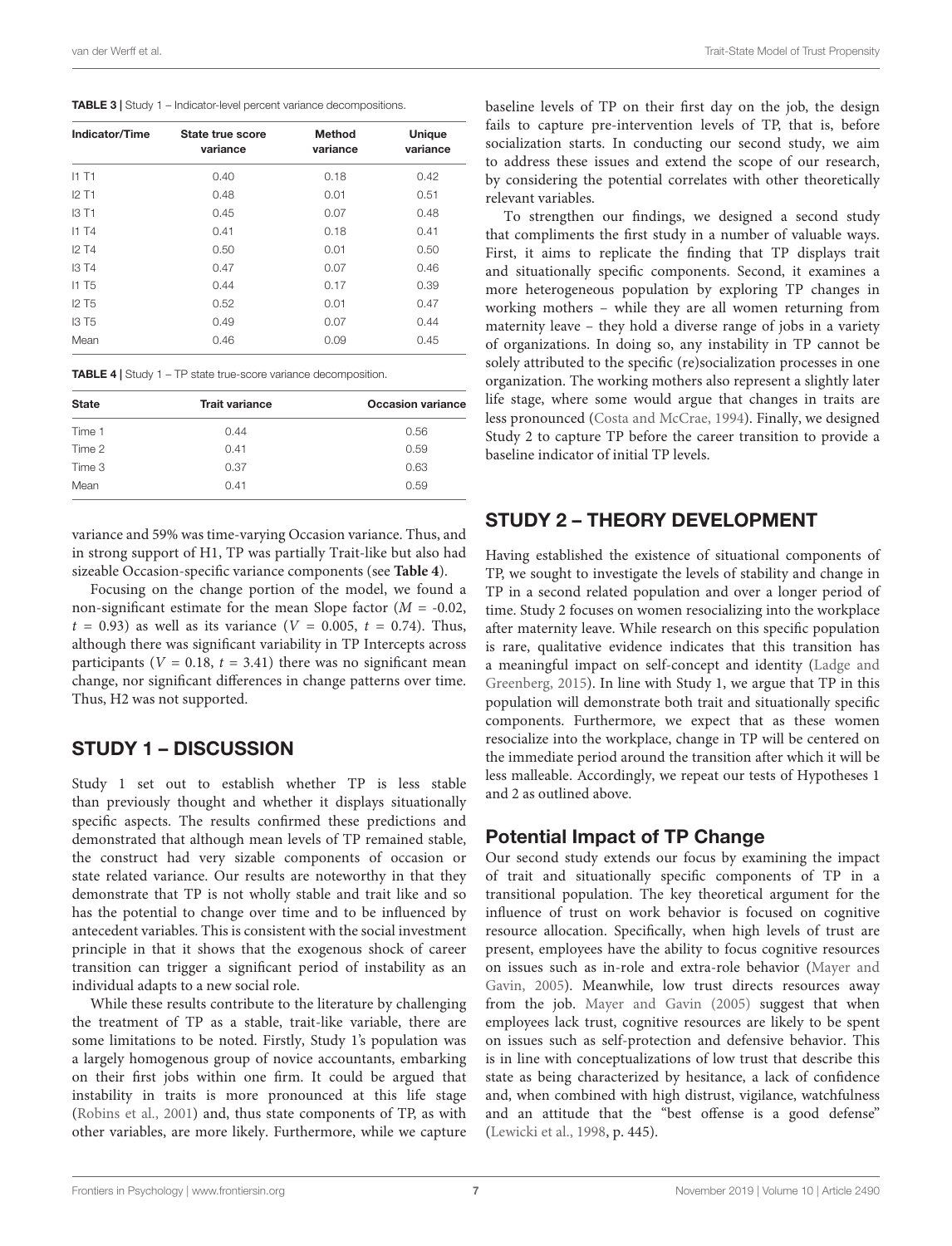**TABLE 3 |** Study 1 – Indicator-level percent variance decompositions.

| Indicator/Time | State true score variance | Method variance | Unique variance |
|---|---|---|---|
| I1 T1 | 0.40 | 0.18 | 0.42 |
| I2 T1 | 0.48 | 0.01 | 0.51 |
| I3 T1 | 0.45 | 0.07 | 0.48 |
| I1 T4 | 0.41 | 0.18 | 0.41 |
| I2 T4 | 0.50 | 0.01 | 0.50 |
| I3 T4 | 0.47 | 0.07 | 0.46 |
| I1 T5 | 0.44 | 0.17 | 0.39 |
| I2 T5 | 0.52 | 0.01 | 0.47 |
| I3 T5 | 0.49 | 0.07 | 0.44 |
| Mean | 0.46 | 0.09 | 0.45 |

**TABLE 4 |** Study 1 – TP state true-score variance decomposition.

| State | Trait variance | Occasion variance |
|---|---|---|
| Time 1 | 0.44 | 0.56 |
| Time 2 | 0.41 | 0.59 |
| Time 3 | 0.37 | 0.63 |
| Mean | 0.41 | 0.59 |

variance and 59% was time-varying Occasion variance. Thus, and in strong support of H1, TP was partially Trait-like but also had sizeable Occasion-specific variance components (see **Table 4**).

Focusing on the change portion of the model, we found a non-significant estimate for the mean Slope factor ($M$ = -0.02, $t$ = 0.93) as well as its variance ($V$ = 0.005, $t$ = 0.74). Thus, although there was significant variability in TP Intercepts across participants ($V$ = 0.18, $t$ = 3.41) there was no significant mean change, nor significant differences in change patterns over time. Thus, H2 was not supported.

## STUDY 1 – DISCUSSION

Study 1 set out to establish whether TP is less stable than previously thought and whether it displays situationally specific aspects. The results confirmed these predictions and demonstrated that although mean levels of TP remained stable, the construct had very sizable components of occasion or state related variance. Our results are noteworthy in that they demonstrate that TP is not wholly stable and trait like and so has the potential to change over time and to be influenced by antecedent variables. This is consistent with the social investment principle in that it shows that the exogenous shock of career transition can trigger a significant period of instability as an individual adapts to a new social role.

While these results contribute to the literature by challenging the treatment of TP as a stable, trait-like variable, there are some limitations to be noted. Firstly, Study 1's population was a largely homogenous group of novice accountants, embarking on their first jobs within one firm. It could be argued that instability in traits is more pronounced at this life stage (Robins et al., 2001) and, thus state components of TP, as with other variables, are more likely. Furthermore, while we capture baseline levels of TP on their first day on the job, the design fails to capture pre-intervention levels of TP, that is, before socialization starts. In conducting our second study, we aim to address these issues and extend the scope of our research, by considering the potential correlates with other theoretically relevant variables.

To strengthen our findings, we designed a second study that compliments the first study in a number of valuable ways. First, it aims to replicate the finding that TP displays trait and situationally specific components. Second, it examines a more heterogeneous population by exploring TP changes in working mothers – while they are all women returning from maternity leave – they hold a diverse range of jobs in a variety of organizations. In doing so, any instability in TP cannot be solely attributed to the specific (re)socialization processes in one organization. The working mothers also represent a slightly later life stage, where some would argue that changes in traits are less pronounced (Costa and McCrae, 1994). Finally, we designed Study 2 to capture TP before the career transition to provide a baseline indicator of initial TP levels.

## STUDY 2 – THEORY DEVELOPMENT

Having established the existence of situational components of TP, we sought to investigate the levels of stability and change in TP in a second related population and over a longer period of time. Study 2 focuses on women resocializing into the workplace after maternity leave. While research on this specific population is rare, qualitative evidence indicates that this transition has a meaningful impact on self-concept and identity (Ladge and Greenberg, 2015). In line with Study 1, we argue that TP in this population will demonstrate both trait and situationally specific components. Furthermore, we expect that as these women resocialize into the workplace, change in TP will be centered on the immediate period around the transition after which it will be less malleable. Accordingly, we repeat our tests of Hypotheses 1 and 2 as outlined above.

### Potential Impact of TP Change

Our second study extends our focus by examining the impact of trait and situationally specific components of TP in a transitional population. The key theoretical argument for the influence of trust on work behavior is focused on cognitive resource allocation. Specifically, when high levels of trust are present, employees have the ability to focus cognitive resources on issues such as in-role and extra-role behavior (Mayer and Gavin, 2005). Meanwhile, low trust directs resources away from the job. Mayer and Gavin (2005) suggest that when employees lack trust, cognitive resources are likely to be spent on issues such as self-protection and defensive behavior. This is in line with conceptualizations of low trust that describe this state as being characterized by hesitance, a lack of confidence and, when combined with high distrust, vigilance, watchfulness and an attitude that the "best offense is a good defense" (Lewicki et al., 1998, p. 445).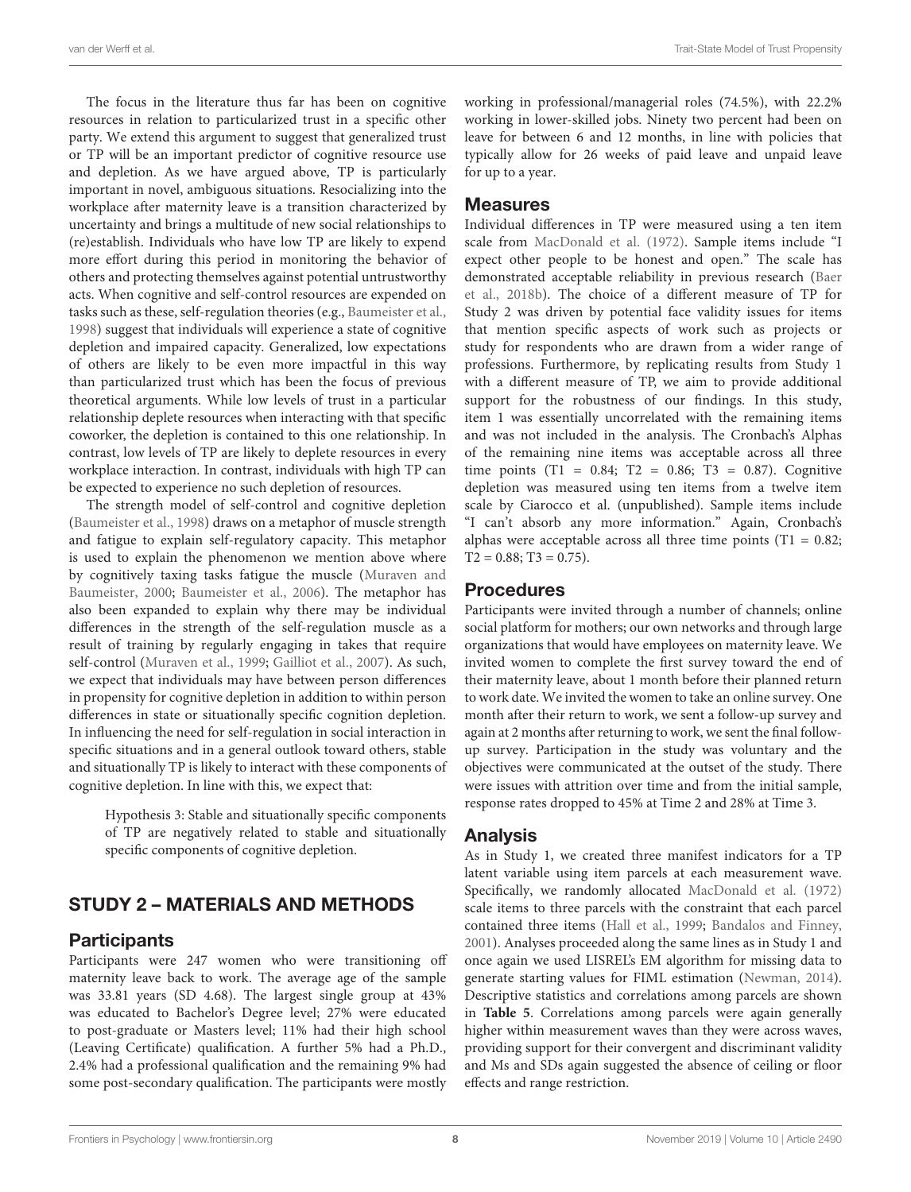The focus in the literature thus far has been on cognitive resources in relation to particularized trust in a specific other party. We extend this argument to suggest that generalized trust or TP will be an important predictor of cognitive resource use and depletion. As we have argued above, TP is particularly important in novel, ambiguous situations. Resocializing into the workplace after maternity leave is a transition characterized by uncertainty and brings a multitude of new social relationships to (re)establish. Individuals who have low TP are likely to expend more effort during this period in monitoring the behavior of others and protecting themselves against potential untrustworthy acts. When cognitive and self-control resources are expended on tasks such as these, self-regulation theories (e.g., Baumeister et al., 1998) suggest that individuals will experience a state of cognitive depletion and impaired capacity. Generalized, low expectations of others are likely to be even more impactful in this way than particularized trust which has been the focus of previous theoretical arguments. While low levels of trust in a particular relationship deplete resources when interacting with that specific coworker, the depletion is contained to this one relationship. In contrast, low levels of TP are likely to deplete resources in every workplace interaction. In contrast, individuals with high TP can be expected to experience no such depletion of resources.

The strength model of self-control and cognitive depletion (Baumeister et al., 1998) draws on a metaphor of muscle strength and fatigue to explain self-regulatory capacity. This metaphor is used to explain the phenomenon we mention above where by cognitively taxing tasks fatigue the muscle (Muraven and Baumeister, 2000; Baumeister et al., 2006). The metaphor has also been expanded to explain why there may be individual differences in the strength of the self-regulation muscle as a result of training by regularly engaging in takes that require self-control (Muraven et al., 1999; Gailliot et al., 2007). As such, we expect that individuals may have between person differences in propensity for cognitive depletion in addition to within person differences in state or situationally specific cognition depletion. In influencing the need for self-regulation in social interaction in specific situations and in a general outlook toward others, stable and situationally TP is likely to interact with these components of cognitive depletion. In line with this, we expect that:

> Hypothesis 3: Stable and situationally specific components of TP are negatively related to stable and situationally specific components of cognitive depletion.

## STUDY 2 – MATERIALS AND METHODS

### Participants

Participants were 247 women who were transitioning off maternity leave back to work. The average age of the sample was 33.81 years (SD 4.68). The largest single group at 43% was educated to Bachelor's Degree level; 27% were educated to post-graduate or Masters level; 11% had their high school (Leaving Certificate) qualification. A further 5% had a Ph.D., 2.4% had a professional qualification and the remaining 9% had some post-secondary qualification. The participants were mostly working in professional/managerial roles (74.5%), with 22.2% working in lower-skilled jobs. Ninety two percent had been on leave for between 6 and 12 months, in line with policies that typically allow for 26 weeks of paid leave and unpaid leave for up to a year.

### Measures

Individual differences in TP were measured using a ten item scale from MacDonald et al. (1972). Sample items include "I expect other people to be honest and open." The scale has demonstrated acceptable reliability in previous research (Baer et al., 2018b). The choice of a different measure of TP for Study 2 was driven by potential face validity issues for items that mention specific aspects of work such as projects or study for respondents who are drawn from a wider range of professions. Furthermore, by replicating results from Study 1 with a different measure of TP, we aim to provide additional support for the robustness of our findings. In this study, item 1 was essentially uncorrelated with the remaining items and was not included in the analysis. The Cronbach's Alphas of the remaining nine items was acceptable across all three time points (T1 = 0.84; T2 = 0.86; T3 = 0.87). Cognitive depletion was measured using ten items from a twelve item scale by Ciarocco et al. (unpublished). Sample items include "I can't absorb any more information." Again, Cronbach's alphas were acceptable across all three time points (T1 = 0.82; T2 = 0.88; T3 = 0.75).

### Procedures

Participants were invited through a number of channels; online social platform for mothers; our own networks and through large organizations that would have employees on maternity leave. We invited women to complete the first survey toward the end of their maternity leave, about 1 month before their planned return to work date. We invited the women to take an online survey. One month after their return to work, we sent a follow-up survey and again at 2 months after returning to work, we sent the final follow-up survey. Participation in the study was voluntary and the objectives were communicated at the outset of the study. There were issues with attrition over time and from the initial sample, response rates dropped to 45% at Time 2 and 28% at Time 3.

### Analysis

As in Study 1, we created three manifest indicators for a TP latent variable using item parcels at each measurement wave. Specifically, we randomly allocated MacDonald et al. (1972) scale items to three parcels with the constraint that each parcel contained three items (Hall et al., 1999; Bandalos and Finney, 2001). Analyses proceeded along the same lines as in Study 1 and once again we used LISREL's EM algorithm for missing data to generate starting values for FIML estimation (Newman, 2014). Descriptive statistics and correlations among parcels are shown in **Table 5**. Correlations among parcels were again generally higher within measurement waves than they were across waves, providing support for their convergent and discriminant validity and Ms and SDs again suggested the absence of ceiling or floor effects and range restriction.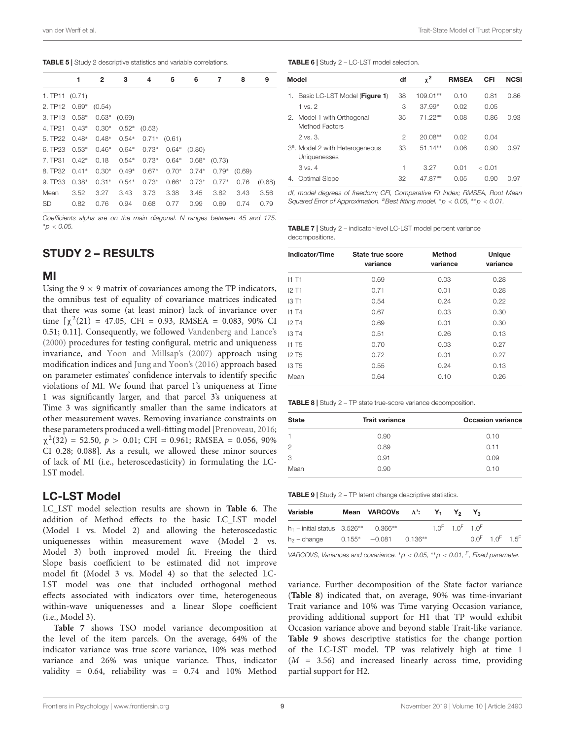**TABLE 5 |** Study 2 descriptive statistics and variable correlations.

| | 1 | 2 | 3 | 4 | 5 | 6 | 7 | 8 | 9 |
|---|---|---|---|---|---|---|---|---|---|
| 1. TP11 | (0.71) | | | | | | | | |
| 2. TP12 | 0.69* | (0.54) | | | | | | | |
| 3. TP13 | 0.58* | 0.63* | (0.69) | | | | | | |
| 4. TP21 | 0.43* | 0.30* | 0.52* | (0.53) | | | | | |
| 5. TP22 | 0.48* | 0.48* | 0.54* | 0.71* | (0.61) | | | | |
| 6. TP23 | 0.53* | 0.46* | 0.64* | 0.73* | 0.64* | (0.80) | | | |
| 7. TP31 | 0.42* | 0.18 | 0.54* | 0.73* | 0.64* | 0.68* | (0.73) | | |
| 8. TP32 | 0.41* | 0.30* | 0.49* | 0.67* | 0.70* | 0.74* | 0.79* | (0.69) | |
| 9. TP33 | 0.38* | 0.31* | 0.54* | 0.73* | 0.66* | 0.73* | 0.77* | 0.76 | (0.68) |
| Mean | 3.52 | 3.27 | 3.43 | 3.73 | 3.38 | 3.45 | 3.82 | 3.43 | 3.56 |
| SD | 0.82 | 0.76 | 0.94 | 0.68 | 0.77 | 0.99 | 0.69 | 0.74 | 0.79 |

*Coefficients alpha are on the main diagonal. N ranges between 45 and 175. *p < 0.05.*

## STUDY 2 – RESULTS

### MI

Using the 9 × 9 matrix of covariances among the TP indicators, the omnibus test of equality of covariance matrices indicated that there was some (at least minor) lack of invariance over time [$\chi^2(21) = 47.05$, CFI = 0.93, RMSEA = 0.083, 90% CI 0.51; 0.11]. Consequently, we followed Vandenberg and Lance's (2000) procedures for testing configural, metric and uniqueness invariance, and Yoon and Millsap's (2007) approach using modification indices and Jung and Yoon's (2016) approach based on parameter estimates' confidence intervals to identify specific violations of MI. We found that parcel 1's uniqueness at Time 1 was significantly larger, and that parcel 3's uniqueness at Time 3 was significantly smaller than the same indicators at other measurement waves. Removing invariance constraints on these parameters produced a well-fitting model [Prenoveau, 2016; $\chi^2(32) = 52.50$, $p > 0.01$; CFI = 0.961; RMSEA = 0.056, 90% CI 0.28; 0.088]. As a result, we allowed these minor sources of lack of MI (i.e., heteroscedasticity) in formulating the LC-LST model.

### LC-LST Model

LC_LST model selection results are shown in **Table 6**. The addition of Method effects to the basic LC_LST model (Model 1 vs. Model 2) and allowing the heteroscedastic uniquenesses within measurement wave (Model 2 vs. Model 3) both improved model fit. Freeing the third Slope basis coefficient to be estimated did not improve model fit (Model 3 vs. Model 4) so that the selected LC-LST model was one that included orthogonal method effects associated with indicators over time, heterogeneous within-wave uniquenesses and a linear Slope coefficient (i.e., Model 3).

**Table 7** shows TSO model variance decomposition at the level of the item parcels. On the average, 64% of the indicator variance was true score variance, 10% was method variance and 26% was unique variance. Thus, indicator validity = 0.64, reliability was = 0.74 and 10% Method variance. Further decomposition of the State factor variance (**Table 8**) indicated that, on average, 90% was time-invariant Trait variance and 10% was Time varying Occasion variance, providing additional support for H1 that TP would exhibit Occasion variance above and beyond stable Trait-like variance. **Table 9** shows descriptive statistics for the change portion of the LC-LST model. TP was relatively high at time 1 ($M$ = 3.56) and increased linearly across time, providing partial support for H2.

**TABLE 6 |** Study 2 – LC-LST model selection.

| Model | df | $\chi^2$ | RMSEA | CFI | NCSI |
|---|---|---|---|---|---|
| 1. Basic LC-LST Model (**Figure 1**) | 38 | 109.01** | 0.10 | 0.81 | 0.86 |
| 1 vs. 2 | 3 | 37.99* | 0.02 | 0.05 | |
| 2. Model 1 with Orthogonal Method Factors | 35 | 71.22** | 0.08 | 0.86 | 0.93 |
| 2 vs. 3. | 2 | 20.08** | 0.02 | 0.04 | |
| 3[a]. Model 2 with Heterogeneous Uniquenesses | 33 | 51.14** | 0.06 | 0.90 | 0.97 |
| 3 vs. 4 | 1 | 3.27 | 0.01 | < 0.01 | |
| 4. Optimal Slope | 32 | 47.87** | 0.05 | 0.90 | 0.97 |

*df, model degrees of freedom; CFI, Comparative Fit Index; RMSEA, Root Mean Squared Error of Approximation. [a]Best fitting model. *p < 0.05, **p < 0.01.*

**TABLE 7 |** Study 2 – indicator-level LC-LST model percent variance decompositions.

| Indicator/Time | State true score variance | Method variance | Unique variance |
|---|---|---|---|
| I1 T1 | 0.69 | 0.03 | 0.28 |
| I2 T1 | 0.71 | 0.01 | 0.28 |
| I3 T1 | 0.54 | 0.24 | 0.22 |
| I1 T4 | 0.67 | 0.03 | 0.30 |
| I2 T4 | 0.69 | 0.01 | 0.30 |
| I3 T4 | 0.51 | 0.26 | 0.13 |
| I1 T5 | 0.70 | 0.03 | 0.27 |
| I2 T5 | 0.72 | 0.01 | 0.27 |
| I3 T5 | 0.55 | 0.24 | 0.13 |
| Mean | 0.64 | 0.10 | 0.26 |

**TABLE 8 |** Study 2 – TP state true-score variance decomposition.

| State | Trait variance | Occasion variance |
|---|---|---|
| 1 | 0.90 | 0.10 |
| 2 | 0.89 | 0.11 |
| 3 | 0.91 | 0.09 |
| Mean | 0.90 | 0.10 |

**TABLE 9 |** Study 2 – TP latent change descriptive statistics.

| Variable | Mean | VARCOVs | | Λ': | $Y_1$ | $Y_2$ | $Y_3$ |
|---|---|---|---|---|---|---|---|
| $h_1$ – initial status | 3.526** | 0.366** | | | $1.0^F$ | $1.0^F$ | $1.0^F$ |
| $h_2$ – change | 0.155* | −0.081 | 0.136** | | $0.0^F$ | $1.0^F$ | $1.5^F$ |

*VARCOVS, Variances and covariance. *p < 0.05, **p < 0.01, $^F$, Fixed parameter.*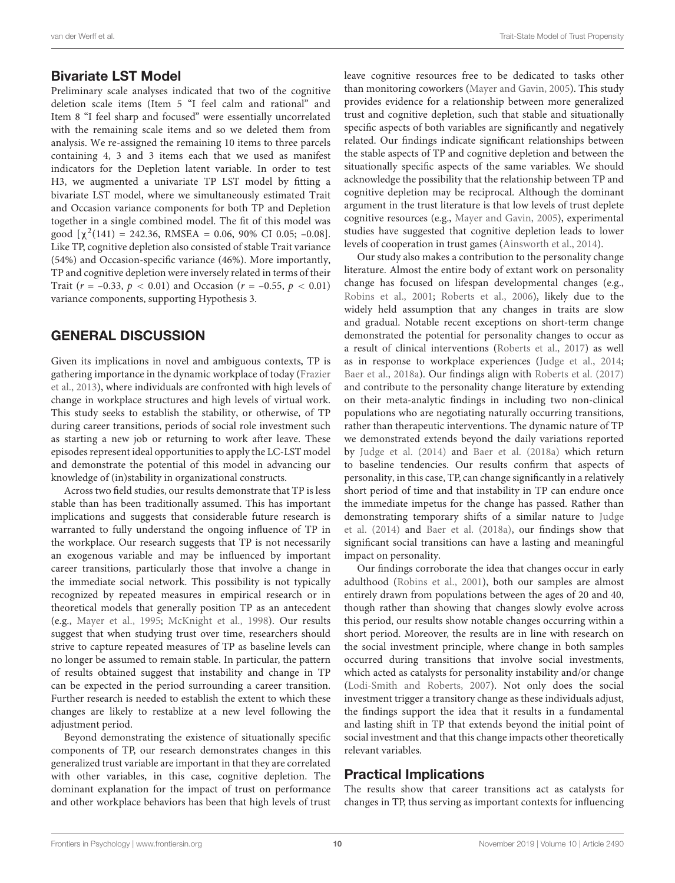## Bivariate LST Model

Preliminary scale analyses indicated that two of the cognitive deletion scale items (Item 5 "I feel calm and rational" and Item 8 "I feel sharp and focused" were essentially uncorrelated with the remaining scale items and so we deleted them from analysis. We re-assigned the remaining 10 items to three parcels containing 4, 3 and 3 items each that we used as manifest indicators for the Depletion latent variable. In order to test H3, we augmented a univariate TP LST model by fitting a bivariate LST model, where we simultaneously estimated Trait and Occasion variance components for both TP and Depletion together in a single combined model. The fit of this model was good [$\chi^2(141) = 242.36$, RMSEA = 0.06, 90% CI 0.05; –0.08]. Like TP, cognitive depletion also consisted of stable Trait variance (54%) and Occasion-specific variance (46%). More importantly, TP and cognitive depletion were inversely related in terms of their Trait ($r = -0.33$, $p < 0.01$) and Occasion ($r = -0.55$, $p < 0.01$) variance components, supporting Hypothesis 3.

## GENERAL DISCUSSION

Given its implications in novel and ambiguous contexts, TP is gathering importance in the dynamic workplace of today (Frazier et al., 2013), where individuals are confronted with high levels of change in workplace structures and high levels of virtual work. This study seeks to establish the stability, or otherwise, of TP during career transitions, periods of social role investment such as starting a new job or returning to work after leave. These episodes represent ideal opportunities to apply the LC-LST model and demonstrate the potential of this model in advancing our knowledge of (in)stability in organizational constructs.

Across two field studies, our results demonstrate that TP is less stable than has been traditionally assumed. This has important implications and suggests that considerable future research is warranted to fully understand the ongoing influence of TP in the workplace. Our research suggests that TP is not necessarily an exogenous variable and may be influenced by important career transitions, particularly those that involve a change in the immediate social network. This possibility is not typically recognized by repeated measures in empirical research or in theoretical models that generally position TP as an antecedent (e.g., Mayer et al., 1995; McKnight et al., 1998). Our results suggest that when studying trust over time, researchers should strive to capture repeated measures of TP as baseline levels can no longer be assumed to remain stable. In particular, the pattern of results obtained suggest that instability and change in TP can be expected in the period surrounding a career transition. Further research is needed to establish the extent to which these changes are likely to restablize at a new level following the adjustment period.

Beyond demonstrating the existence of situationally specific components of TP, our research demonstrates changes in this generalized trust variable are important in that they are correlated with other variables, in this case, cognitive depletion. The dominant explanation for the impact of trust on performance and other workplace behaviors has been that high levels of trust leave cognitive resources free to be dedicated to tasks other than monitoring coworkers (Mayer and Gavin, 2005). This study provides evidence for a relationship between more generalized trust and cognitive depletion, such that stable and situationally specific aspects of both variables are significantly and negatively related. Our findings indicate significant relationships between the stable aspects of TP and cognitive depletion and between the situationally specific aspects of the same variables. We should acknowledge the possibility that the relationship between TP and cognitive depletion may be reciprocal. Although the dominant argument in the trust literature is that low levels of trust deplete cognitive resources (e.g., Mayer and Gavin, 2005), experimental studies have suggested that cognitive depletion leads to lower levels of cooperation in trust games (Ainsworth et al., 2014).

Our study also makes a contribution to the personality change literature. Almost the entire body of extant work on personality change has focused on lifespan developmental changes (e.g., Robins et al., 2001; Roberts et al., 2006), likely due to the widely held assumption that any changes in traits are slow and gradual. Notable recent exceptions on short-term change demonstrated the potential for personality changes to occur as a result of clinical interventions (Roberts et al., 2017) as well as in response to workplace experiences (Judge et al., 2014; Baer et al., 2018a). Our findings align with Roberts et al. (2017) and contribute to the personality change literature by extending on their meta-analytic findings in including two non-clinical populations who are negotiating naturally occurring transitions, rather than therapeutic interventions. The dynamic nature of TP we demonstrated extends beyond the daily variations reported by Judge et al. (2014) and Baer et al. (2018a) which return to baseline tendencies. Our results confirm that aspects of personality, in this case, TP, can change significantly in a relatively short period of time and that instability in TP can endure once the immediate impetus for the change has passed. Rather than demonstrating temporary shifts of a similar nature to Judge et al. (2014) and Baer et al. (2018a), our findings show that significant social transitions can have a lasting and meaningful impact on personality.

Our findings corroborate the idea that changes occur in early adulthood (Robins et al., 2001), both our samples are almost entirely drawn from populations between the ages of 20 and 40, though rather than showing that changes slowly evolve across this period, our results show notable changes occurring within a short period. Moreover, the results are in line with research on the social investment principle, where change in both samples occurred during transitions that involve social investments, which acted as catalysts for personality instability and/or change (Lodi-Smith and Roberts, 2007). Not only does the social investment trigger a transitory change as these individuals adjust, the findings support the idea that it results in a fundamental and lasting shift in TP that extends beyond the initial point of social investment and that this change impacts other theoretically relevant variables.

## Practical Implications

The results show that career transitions act as catalysts for changes in TP, thus serving as important contexts for influencing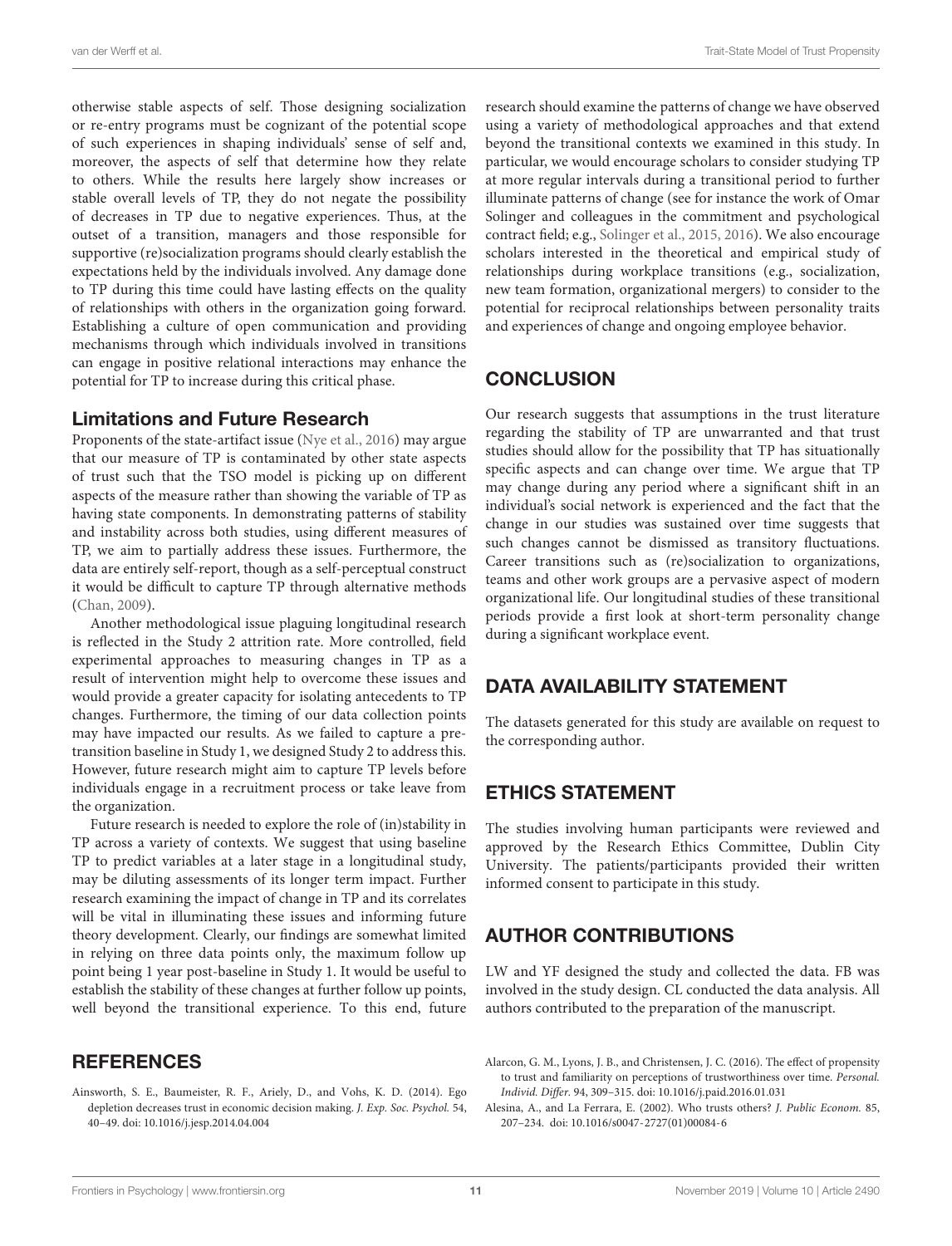otherwise stable aspects of self. Those designing socialization or re-entry programs must be cognizant of the potential scope of such experiences in shaping individuals' sense of self and, moreover, the aspects of self that determine how they relate to others. While the results here largely show increases or stable overall levels of TP, they do not negate the possibility of decreases in TP due to negative experiences. Thus, at the outset of a transition, managers and those responsible for supportive (re)socialization programs should clearly establish the expectations held by the individuals involved. Any damage done to TP during this time could have lasting effects on the quality of relationships with others in the organization going forward. Establishing a culture of open communication and providing mechanisms through which individuals involved in transitions can engage in positive relational interactions may enhance the potential for TP to increase during this critical phase.

### Limitations and Future Research

Proponents of the state-artifact issue (Nye et al., 2016) may argue that our measure of TP is contaminated by other state aspects of trust such that the TSO model is picking up on different aspects of the measure rather than showing the variable of TP as having state components. In demonstrating patterns of stability and instability across both studies, using different measures of TP, we aim to partially address these issues. Furthermore, the data are entirely self-report, though as a self-perceptual construct it would be difficult to capture TP through alternative methods (Chan, 2009).

Another methodological issue plaguing longitudinal research is reflected in the Study 2 attrition rate. More controlled, field experimental approaches to measuring changes in TP as a result of intervention might help to overcome these issues and would provide a greater capacity for isolating antecedents to TP changes. Furthermore, the timing of our data collection points may have impacted our results. As we failed to capture a pre-transition baseline in Study 1, we designed Study 2 to address this. However, future research might aim to capture TP levels before individuals engage in a recruitment process or take leave from the organization.

Future research is needed to explore the role of (in)stability in TP across a variety of contexts. We suggest that using baseline TP to predict variables at a later stage in a longitudinal study, may be diluting assessments of its longer term impact. Further research examining the impact of change in TP and its correlates will be vital in illuminating these issues and informing future theory development. Clearly, our findings are somewhat limited in relying on three data points only, the maximum follow up point being 1 year post-baseline in Study 1. It would be useful to establish the stability of these changes at further follow up points, well beyond the transitional experience. To this end, future research should examine the patterns of change we have observed using a variety of methodological approaches and that extend beyond the transitional contexts we examined in this study. In particular, we would encourage scholars to consider studying TP at more regular intervals during a transitional period to further illuminate patterns of change (see for instance the work of Omar Solinger and colleagues in the commitment and psychological contract field; e.g., Solinger et al., 2015, 2016). We also encourage scholars interested in the theoretical and empirical study of relationships during workplace transitions (e.g., socialization, new team formation, organizational mergers) to consider to the potential for reciprocal relationships between personality traits and experiences of change and ongoing employee behavior.

## CONCLUSION

Our research suggests that assumptions in the trust literature regarding the stability of TP are unwarranted and that trust studies should allow for the possibility that TP has situationally specific aspects and can change over time. We argue that TP may change during any period where a significant shift in an individual's social network is experienced and the fact that the change in our studies was sustained over time suggests that such changes cannot be dismissed as transitory fluctuations. Career transitions such as (re)socialization to organizations, teams and other work groups are a pervasive aspect of modern organizational life. Our longitudinal studies of these transitional periods provide a first look at short-term personality change during a significant workplace event.

## DATA AVAILABILITY STATEMENT

The datasets generated for this study are available on request to the corresponding author.

## ETHICS STATEMENT

The studies involving human participants were reviewed and approved by the Research Ethics Committee, Dublin City University. The patients/participants provided their written informed consent to participate in this study.

## AUTHOR CONTRIBUTIONS

LW and YF designed the study and collected the data. FB was involved in the study design. CL conducted the data analysis. All authors contributed to the preparation of the manuscript.

## REFERENCES

Ainsworth, S. E., Baumeister, R. F., Ariely, D., and Vohs, K. D. (2014). Ego depletion decreases trust in economic decision making. *J. Exp. Soc. Psychol.* 54, 40–49. doi: 10.1016/j.jesp.2014.04.004

Alarcon, G. M., Lyons, J. B., and Christensen, J. C. (2016). The effect of propensity to trust and familiarity on perceptions of trustworthiness over time. *Personal. Individ. Differ.* 94, 309–315. doi: 10.1016/j.paid.2016.01.031

Alesina, A., and La Ferrara, E. (2002). Who trusts others? *J. Public Econom.* 85, 207–234. doi: 10.1016/s0047-2727(01)00084-6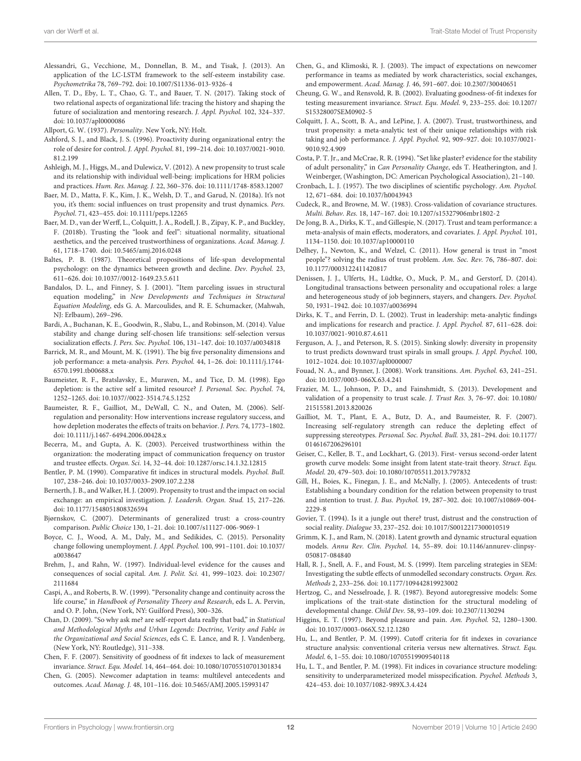Alessandri, G., Vecchione, M., Donnellan, B. M., and Tisak, J. (2013). An application of the LC-LSTM framework to the self-esteem instability case. *Psychometrika* 78, 769–792. doi: 10.1007/S11336-013-9326-4

Allen, T. D., Eby, L. T., Chao, G. T., and Bauer, T. N. (2017). Taking stock of two relational aspects of organizational life: tracing the history and shaping the future of socialization and mentoring research. *J. Appl. Psychol.* 102, 324–337. doi: 10.1037/apl0000086

Allport, G. W. (1937). *Personality*. New York, NY: Holt.

Ashford, S. J., and Black, J. S. (1996). Proactivity during organizational entry: the role of desire for control. *J. Appl. Psychol.* 81, 199–214. doi: 10.1037/0021-9010.81.2.199

Ashleigh, M. J., Higgs, M., and Dulewicz, V. (2012). A new propensity to trust scale and its relationship with individual well-being: implications for HRM policies and practices. *Hum. Res. Manag. J.* 22, 360–376. doi: 10.1111/1748-8583.12007

Baer, M. D., Matta, F. K., Kim, J. K., Welsh, D. T., and Garud, N. (2018a). It's not you, it's them: social influences on trust propensity and trust dynamics. *Pers. Psychol.* 71, 423–455. doi: 10.1111/peps.12265

Baer, M. D., van der Werff, L., Colquitt, J. A., Rodell, J. B., Zipay, K. P., and Buckley, F. (2018b). Trusting the "look and feel": situational normality, situational aesthetics, and the perceived trustworthiness of organizations. *Acad. Manag. J.* 61, 1718–1740. doi: 10.5465/amj.2016.0248

Baltes, P. B. (1987). Theoretical propositions of life-span developmental psychology: on the dynamics between growth and decline. *Dev. Psychol.* 23, 611–626. doi: 10.1037//0012-1649.23.5.611

Bandalos, D. L., and Finney, S. J. (2001). "Item parceling issues in structural equation modeling," in *New Developments and Techniques in Structural Equation Modeling*, eds G. A. Marcoulides, and R. E. Schumacker, (Mahwah, NJ: Erlbaum), 269–296.

Bardi, A., Buchanan, K. E., Goodwin, R., Slabu, L., and Robinson, M. (2014). Value stability and change during self-chosen life transitions: self-selection versus socialization effects. *J. Pers. Soc. Psychol.* 106, 131–147. doi: 10.1037/a0034818

Barrick, M. R., and Mount, M. K. (1991). The big five personality dimensions and job performance: a meta-analysis. *Pers. Psychol.* 44, 1–26. doi: 10.1111/j.1744-6570.1991.tb00688.x

Baumeister, R. F., Bratslavsky, E., Muraven, M., and Tice, D. M. (1998). Ego depletion: is the active self a limited resource? *J. Personal. Soc. Psychol.* 74, 1252–1265. doi: 10.1037//0022-3514.74.5.1252

Baumeister, R. F., Gailliot, M., DeWall, C. N., and Oaten, M. (2006). Self-regulation and personality: How interventions increase regulatory success, and how depletion moderates the effects of traits on behavior. *J. Pers.* 74, 1773–1802. doi: 10.1111/j.1467-6494.2006.00428.x

Becerra, M., and Gupta, A. K. (2003). Perceived trustworthiness within the organization: the moderating impact of communication frequency on trustor and trustee effects. *Organ. Sci.* 14, 32–44. doi: 10.1287/orsc.14.1.32.12815

Bentler, P. M. (1990). Comparative fit indices in structural models. *Psychol. Bull.* 107, 238–246. doi: 10.1037/0033-2909.107.2.238

Bernerth, J. B., and Walker, H. J. (2009). Propensity to trust and the impact on social exchange: an empirical investigation. *J. Leadersh. Organ. Stud.* 15, 217–226. doi: 10.1177/1548051808326594

Bjørnskov, C. (2007). Determinants of generalized trust: a cross-country comparison. *Public Choice* 130, 1–21. doi: 10.1007/s11127-006-9069-1

Boyce, C. J., Wood, A. M., Daly, M., and Sedikides, C. (2015). Personality change following unemployment. *J. Appl. Psychol.* 100, 991–1101. doi: 10.1037/a0038647

Brehm, J., and Rahn, W. (1997). Individual-level evidence for the causes and consequences of social capital. *Am. J. Polit. Sci.* 41, 999–1023. doi: 10.2307/2111684

Caspi, A., and Roberts, B. W. (1999). "Personality change and continuity across the life course," in *Handbook of Personality Theory and Research*, eds L. A. Pervin, and O. P. John, (New York, NY: Guilford Press), 300–326.

Chan, D. (2009). "So why ask me? are self-report data really that bad," in *Statistical and Methodological Myths and Urban Legends: Doctrine, Verity and Fable in the Organizational and Social Sciences*, eds C. E. Lance, and R. J. Vandenberg, (New York, NY: Routledge), 311–338.

Chen, F. F. (2007). Sensitivity of goodness of fit indexes to lack of measurement invariance. *Struct. Equ. Model.* 14, 464–464. doi: 10.1080/10705510701301834

Chen, G. (2005). Newcomer adaptation in teams: multilevel antecedents and outcomes. *Acad. Manag. J.* 48, 101–116. doi: 10.5465/AMJ.2005.15993147

Chen, G., and Klimoski, R. J. (2003). The impact of expectations on newcomer performance in teams as mediated by work characteristics, social exchanges, and empowerment. *Acad. Manag. J.* 46, 591–607. doi: 10.2307/30040651

Cheung, G. W., and Rensvold, R. B. (2002). Evaluating goodness-of-fit indexes for testing measurement invariance. *Struct. Equ. Model.* 9, 233–255. doi: 10.1207/S15328007SEM0902-5

Colquitt, J. A., Scott, B. A., and LePine, J. A. (2007). Trust, trustworthiness, and trust propensity: a meta-analytic test of their unique relationships with risk taking and job performance. *J. Appl. Psychol.* 92, 909–927. doi: 10.1037/0021-9010.92.4.909

Costa, P. T. Jr., and McCrae, R. R. (1994). "Set like plaster? evidence for the stability of adult personality," in *Can Personality Change*, eds T. Heatherington, and J. Weinberger, (Washington, DC: American Psychological Association), 21–140.

Cronbach, L. J. (1957). The two disciplines of scientific psychology. *Am. Psychol.* 12, 671–684. doi: 10.1037/h0043943

Cudeck, R., and Browne, M. W. (1983). Cross-validation of covariance structures. *Multi. Behav. Res.* 18, 147–167. doi: 10.1207/s15327906mbr1802-2

De Jong, B. A., Dirks, K. T., and Gillespie, N. (2017). Trust and team performance: a meta-analysis of main effects, moderators, and covariates. *J. Appl. Psychol.* 101, 1134–1150. doi: 10.1037/ap10000110

Delhey, J., Newton, K., and Welzel, C. (2011). How general is trust in "most people"? solving the radius of trust problem. *Am. Soc. Rev.* 76, 786–807. doi: 10.1177/0003122411420817

Denissen, J. J., Ulferts, H., Lüdtke, O., Muck, P. M., and Gerstorf, D. (2014). Longitudinal transactions between personality and occupational roles: a large and heterogeneous study of job beginners, stayers, and changers. *Dev. Psychol.* 50, 1931–1942. doi: 10.1037/a0036994

Dirks, K. T., and Ferrin, D. L. (2002). Trust in leadership: meta-analytic findings and implications for research and practice. *J. Appl. Psychol.* 87, 611–628. doi: 10.1037/0021-9010.87.4.611

Ferguson, A. J., and Peterson, R. S. (2015). Sinking slowly: diversity in propensity to trust predicts downward trust spirals in small groups. *J. Appl. Psychol.* 100, 1012–1024. doi: 10.1037/apl0000007

Fouad, N. A., and Bynner, J. (2008). Work transitions. *Am. Psychol.* 63, 241–251. doi: 10.1037/0003-066X.63.4.241

Frazier, M. L., Johnson, P. D., and Fainshmidt, S. (2013). Development and validation of a propensity to trust scale. *J. Trust Res.* 3, 76–97. doi: 10.1080/21515581.2013.820026

Gailliot, M. T., Plant, E. A., Butz, D. A., and Baumeister, R. F. (2007). Increasing self-regulatory strength can reduce the depleting effect of suppressing stereotypes. *Personal. Soc. Psychol. Bull.* 33, 281–294. doi: 10.1177/0146167206296101

Geiser, C., Keller, B. T., and Lockhart, G. (2013). First- versus second-order latent growth curve models: Some insight from latent state-trait theory. *Struct. Equ. Model.* 20, 479–503. doi: 10.1080/10705511.2013.797832

Gill, H., Boies, K., Finegan, J. E., and McNally, J. (2005). Antecedents of trust: Establishing a boundary condition for the relation between propensity to trust and intention to trust. *J. Bus. Psychol.* 19, 287–302. doi: 10.1007/s10869-004-2229-8

Govier, T. (1994). Is it a jungle out there? trust, distrust and the construction of social reality. *Dialogue* 33, 237–252. doi: 10.1017/S0012217300010519

Grimm, K. J., and Ram, N. (2018). Latent growth and dynamic structural equation models. *Annu Rev. Clin. Psychol.* 14, 55–89. doi: 10.1146/annurev-clinpsy-050817-084840

Hall, R. J., Snell, A. F., and Foust, M. S. (1999). Item parceling strategies in SEM: Investigating the subtle effects of unmodelled secondary constructs. *Organ. Res. Methods* 2, 233–256. doi: 10.1177/109442819923002

Hertzog, C., and Nesselroade, J. R. (1987). Beyond autoregressive models: Some implications of the trait-state distinction for the structural modeling of developmental change. *Child Dev.* 58, 93–109. doi: 10.2307/1130294

Higgins, E. T. (1997). Beyond pleasure and pain. *Am. Psychol.* 52, 1280–1300. doi: 10.1037/0003-066X.52.12.1280

Hu, L., and Bentler, P. M. (1999). Cutoff criteria for fit indexes in covariance structure analysis: conventional criteria versus new alternatives. *Struct. Equ. Model.* 6, 1–55. doi: 10.1080/10705519909540118

Hu, L. T., and Bentler, P. M. (1998). Fit indices in covariance structure modeling: sensitivity to underparameterized model misspecification. *Psychol. Methods* 3, 424–453. doi: 10.1037/1082-989X.3.4.424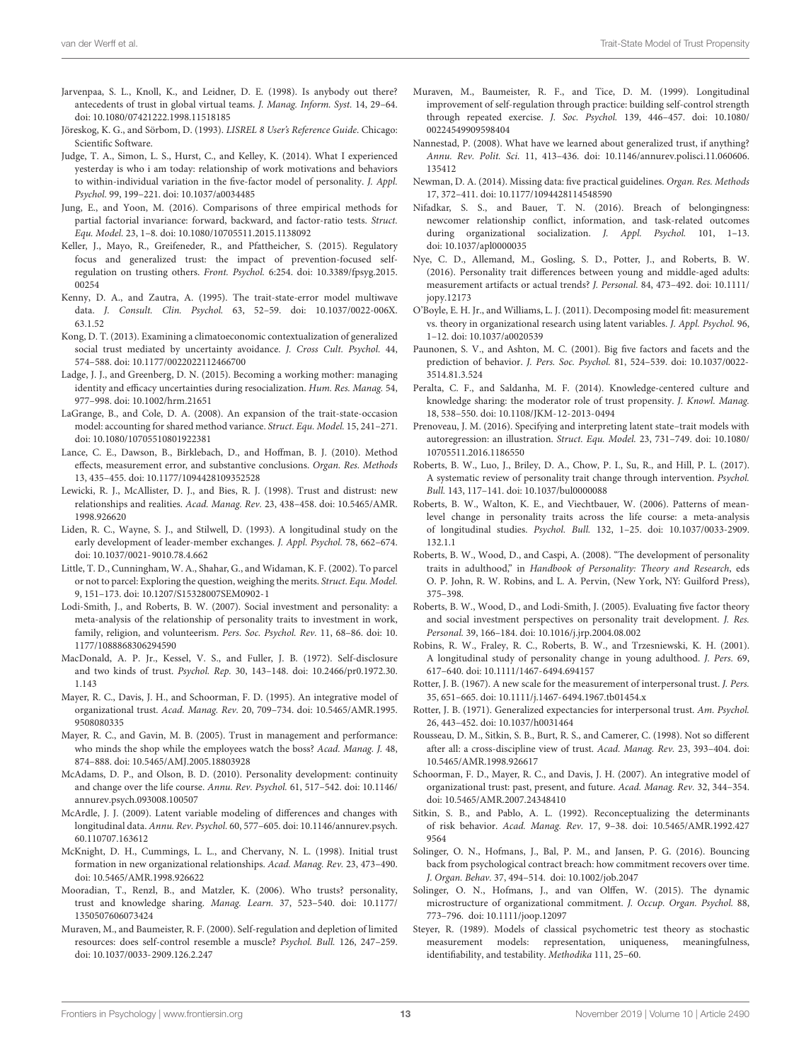Jarvenpaa, S. L., Knoll, K., and Leidner, D. E. (1998). Is anybody out there? antecedents of trust in global virtual teams. *J. Manag. Inform. Syst.* 14, 29–64. doi: 10.1080/07421222.1998.11518185

Jöreskog, K. G., and Sörbom, D. (1993). *LISREL 8 User's Reference Guide*. Chicago: Scientific Software.

Judge, T. A., Simon, L. S., Hurst, C., and Kelley, K. (2014). What I experienced yesterday is who i am today: relationship of work motivations and behaviors to within-individual variation in the five-factor model of personality. *J. Appl. Psychol.* 99, 199–221. doi: 10.1037/a0034485

Jung, E., and Yoon, M. (2016). Comparisons of three empirical methods for partial factorial invariance: forward, backward, and factor-ratio tests. *Struct. Equ. Model.* 23, 1–8. doi: 10.1080/10705511.2015.1138092

Keller, J., Mayo, R., Greifeneder, R., and Pfattheicher, S. (2015). Regulatory focus and generalized trust: the impact of prevention-focused self-regulation on trusting others. *Front. Psychol.* 6:254. doi: 10.3389/fpsyg.2015.00254

Kenny, D. A., and Zautra, A. (1995). The trait-state-error model multiwave data. *J. Consult. Clin. Psychol.* 63, 52–59. doi: 10.1037/0022-006X.63.1.52

Kong, D. T. (2013). Examining a climatoeconomic contextualization of generalized social trust mediated by uncertainty avoidance. *J. Cross Cult. Psychol.* 44, 574–588. doi: 10.1177/0022022112466700

Ladge, J. J., and Greenberg, D. N. (2015). Becoming a working mother: managing identity and efficacy uncertainties during resocialization. *Hum. Res. Manag.* 54, 977–998. doi: 10.1002/hrm.21651

LaGrange, B., and Cole, D. A. (2008). An expansion of the trait-state-occasion model: accounting for shared method variance. *Struct. Equ. Model.* 15, 241–271. doi: 10.1080/10705510801922381

Lance, C. E., Dawson, B., Birklebach, D., and Hoffman, B. J. (2010). Method effects, measurement error, and substantive conclusions. *Organ. Res. Methods* 13, 435–455. doi: 10.1177/1094428109352528

Lewicki, R. J., McAllister, D. J., and Bies, R. J. (1998). Trust and distrust: new relationships and realities. *Acad. Manag. Rev.* 23, 438–458. doi: 10.5465/AMR.1998.926620

Liden, R. C., Wayne, S. J., and Stilwell, D. (1993). A longitudinal study on the early development of leader-member exchanges. *J. Appl. Psychol.* 78, 662–674. doi: 10.1037/0021-9010.78.4.662

Little, T. D., Cunningham, W. A., Shahar, G., and Widaman, K. F. (2002). To parcel or not to parcel: Exploring the question, weighing the merits. *Struct. Equ. Model.* 9, 151–173. doi: 10.1207/S15328007SEM0902-1

Lodi-Smith, J., and Roberts, B. W. (2007). Social investment and personality: a meta-analysis of the relationship of personality traits to investment in work, family, religion, and volunteerism. *Pers. Soc. Psychol. Rev.* 11, 68–86. doi: 10.1177/1088868306294590

MacDonald, A. P. Jr., Kessel, V. S., and Fuller, J. B. (1972). Self-disclosure and two kinds of trust. *Psychol. Rep.* 30, 143–148. doi: 10.2466/pr0.1972.30.1.143

Mayer, R. C., Davis, J. H., and Schoorman, F. D. (1995). An integrative model of organizational trust. *Acad. Manag. Rev.* 20, 709–734. doi: 10.5465/AMR.1995.9508080335

Mayer, R. C., and Gavin, M. B. (2005). Trust in management and performance: who minds the shop while the employees watch the boss? *Acad. Manag. J.* 48, 874–888. doi: 10.5465/AMJ.2005.18803928

McAdams, D. P., and Olson, B. D. (2010). Personality development: continuity and change over the life course. *Annu. Rev. Psychol.* 61, 517–542. doi: 10.1146/annurev.psych.093008.100507

McArdle, J. J. (2009). Latent variable modeling of differences and changes with longitudinal data. *Annu. Rev. Psychol.* 60, 577–605. doi: 10.1146/annurev.psych.60.110707.163612

McKnight, D. H., Cummings, L. L., and Chervany, N. L. (1998). Initial trust formation in new organizational relationships. *Acad. Manag. Rev.* 23, 473–490. doi: 10.5465/AMR.1998.926622

Mooradian, T., Renzl, B., and Matzler, K. (2006). Who trusts? personality, trust and knowledge sharing. *Manag. Learn.* 37, 523–540. doi: 10.1177/1350507606073424

Muraven, M., and Baumeister, R. F. (2000). Self-regulation and depletion of limited resources: does self-control resemble a muscle? *Psychol. Bull.* 126, 247–259. doi: 10.1037/0033-2909.126.2.247

Muraven, M., Baumeister, R. F., and Tice, D. M. (1999). Longitudinal improvement of self-regulation through practice: building self-control strength through repeated exercise. *J. Soc. Psychol.* 139, 446–457. doi: 10.1080/00224549909598404

Nannestad, P. (2008). What have we learned about generalized trust, if anything? *Annu. Rev. Polit. Sci.* 11, 413–436. doi: 10.1146/annurev.polisci.11.060606.135412

Newman, D. A. (2014). Missing data: five practical guidelines. *Organ. Res. Methods* 17, 372–411. doi: 10.1177/1094428114548590

Nifadkar, S. S., and Bauer, T. N. (2016). Breach of belongingness: newcomer relationship conflict, information, and task-related outcomes during organizational socialization. *J. Appl. Psychol.* 101, 1–13. doi: 10.1037/apl0000035

Nye, C. D., Allemand, M., Gosling, S. D., Potter, J., and Roberts, B. W. (2016). Personality trait differences between young and middle-aged adults: measurement artifacts or actual trends? *J. Personal.* 84, 473–492. doi: 10.1111/jopy.12173

O'Boyle, E. H. Jr., and Williams, L. J. (2011). Decomposing model fit: measurement vs. theory in organizational research using latent variables. *J. Appl. Psychol.* 96, 1–12. doi: 10.1037/a0020539

Paunonen, S. V., and Ashton, M. C. (2001). Big five factors and facets and the prediction of behavior. *J. Pers. Soc. Psychol.* 81, 524–539. doi: 10.1037/0022-3514.81.3.524

Peralta, C. F., and Saldanha, M. F. (2014). Knowledge-centered culture and knowledge sharing: the moderator role of trust propensity. *J. Knowl. Manag.* 18, 538–550. doi: 10.1108/JKM-12-2013-0494

Prenoveau, J. M. (2016). Specifying and interpreting latent state–trait models with autoregression: an illustration. *Struct. Equ. Model.* 23, 731–749. doi: 10.1080/10705511.2016.1186550

Roberts, B. W., Luo, J., Briley, D. A., Chow, P. I., Su, R., and Hill, P. L. (2017). A systematic review of personality trait change through intervention. *Psychol. Bull.* 143, 117–141. doi: 10.1037/bul0000088

Roberts, B. W., Walton, K. E., and Viechtbauer, W. (2006). Patterns of mean-level change in personality traits across the life course: a meta-analysis of longitudinal studies. *Psychol. Bull.* 132, 1–25. doi: 10.1037/0033-2909.132.1.1

Roberts, B. W., Wood, D., and Caspi, A. (2008). "The development of personality traits in adulthood," in *Handbook of Personality: Theory and Research*, eds O. P. John, R. W. Robins, and L. A. Pervin, (New York, NY: Guilford Press), 375–398.

Roberts, B. W., Wood, D., and Lodi-Smith, J. (2005). Evaluating five factor theory and social investment perspectives on personality trait development. *J. Res. Personal.* 39, 166–184. doi: 10.1016/j.jrp.2004.08.002

Robins, R. W., Fraley, R. C., Roberts, B. W., and Trzesniewski, K. H. (2001). A longitudinal study of personality change in young adulthood. *J. Pers.* 69, 617–640. doi: 10.1111/1467-6494.694157

Rotter, J. B. (1967). A new scale for the measurement of interpersonal trust. *J. Pers.* 35, 651–665. doi: 10.1111/j.1467-6494.1967.tb01454.x

Rotter, J. B. (1971). Generalized expectancies for interpersonal trust. *Am. Psychol.* 26, 443–452. doi: 10.1037/h0031464

Rousseau, D. M., Sitkin, S. B., Burt, R. S., and Camerer, C. (1998). Not so different after all: a cross-discipline view of trust. *Acad. Manag. Rev.* 23, 393–404. doi: 10.5465/AMR.1998.926617

Schoorman, F. D., Mayer, R. C., and Davis, J. H. (2007). An integrative model of organizational trust: past, present, and future. *Acad. Manag. Rev.* 32, 344–354. doi: 10.5465/AMR.2007.24348410

Sitkin, S. B., and Pablo, A. L. (1992). Reconceptualizing the determinants of risk behavior. *Acad. Manag. Rev.* 17, 9–38. doi: 10.5465/AMR.1992.4279564

Solinger, O. N., Hofmans, J., Bal, P. M., and Jansen, P. G. (2016). Bouncing back from psychological contract breach: how commitment recovers over time. *J. Organ. Behav.* 37, 494–514. doi: 10.1002/job.2047

Solinger, O. N., Hofmans, J., and van Olffen, W. (2015). The dynamic microstructure of organizational commitment. *J. Occup. Organ. Psychol.* 88, 773–796. doi: 10.1111/joop.12097

Steyer, R. (1989). Models of classical psychometric test theory as stochastic measurement models: representation, uniqueness, meaningfulness, identifiability, and testability. *Methodika* 111, 25–60.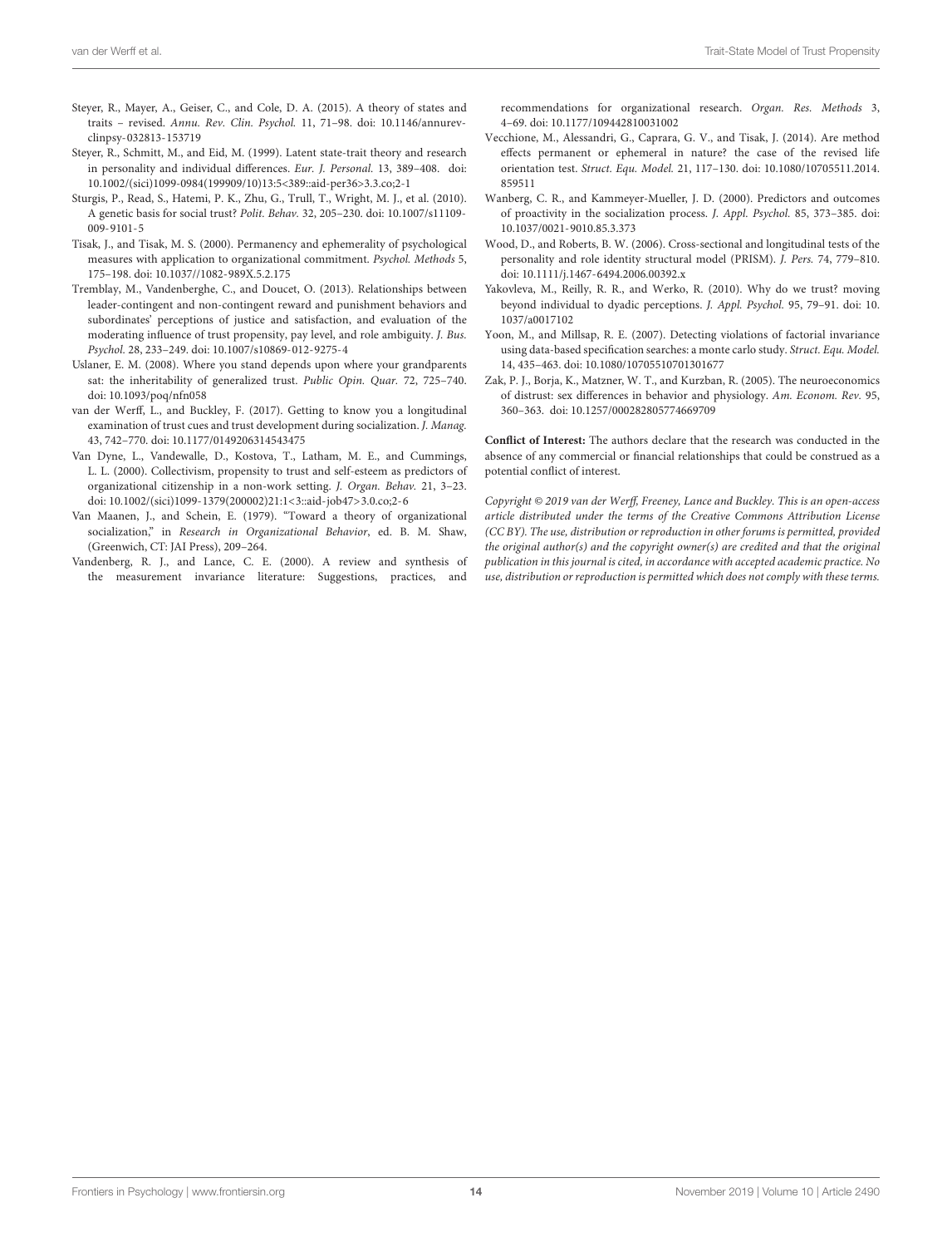Steyer, R., Mayer, A., Geiser, C., and Cole, D. A. (2015). A theory of states and traits – revised. *Annu. Rev. Clin. Psychol.* 11, 71–98. doi: 10.1146/annurev-clinpsy-032813-153719

Steyer, R., Schmitt, M., and Eid, M. (1999). Latent state-trait theory and research in personality and individual differences. *Eur. J. Personal.* 13, 389–408. doi: 10.1002/(sici)1099-0984(199909/10)13:5<389::aid-per36>3.3.co;2-1

Sturgis, P., Read, S., Hatemi, P. K., Zhu, G., Trull, T., Wright, M. J., et al. (2010). A genetic basis for social trust? *Polit. Behav.* 32, 205–230. doi: 10.1007/s11109-009-9101-5

Tisak, J., and Tisak, M. S. (2000). Permanency and ephemerality of psychological measures with application to organizational commitment. *Psychol. Methods* 5, 175–198. doi: 10.1037//1082-989X.5.2.175

Tremblay, M., Vandenberghe, C., and Doucet, O. (2013). Relationships between leader-contingent and non-contingent reward and punishment behaviors and subordinates' perceptions of justice and satisfaction, and evaluation of the moderating influence of trust propensity, pay level, and role ambiguity. *J. Bus. Psychol.* 28, 233–249. doi: 10.1007/s10869-012-9275-4

Uslaner, E. M. (2008). Where you stand depends upon where your grandparents sat: the inheritability of generalized trust. *Public Opin. Quar.* 72, 725–740. doi: 10.1093/poq/nfn058

van der Werff, L., and Buckley, F. (2017). Getting to know you a longitudinal examination of trust cues and trust development during socialization. *J. Manag.* 43, 742–770. doi: 10.1177/0149206314543475

Van Dyne, L., Vandewalle, D., Kostova, T., Latham, M. E., and Cummings, L. L. (2000). Collectivism, propensity to trust and self-esteem as predictors of organizational citizenship in a non-work setting. *J. Organ. Behav.* 21, 3–23. doi: 10.1002/(sici)1099-1379(200002)21:1<3::aid-job47>3.0.co;2-6

Van Maanen, J., and Schein, E. (1979). "Toward a theory of organizational socialization," in *Research in Organizational Behavior*, ed. B. M. Shaw, (Greenwich, CT: JAI Press), 209–264.

Vandenberg, R. J., and Lance, C. E. (2000). A review and synthesis of the measurement invariance literature: Suggestions, practices, and recommendations for organizational research. *Organ. Res. Methods* 3, 4–69. doi: 10.1177/109442810031002

Vecchione, M., Alessandri, G., Caprara, G. V., and Tisak, J. (2014). Are method effects permanent or ephemeral in nature? the case of the revised life orientation test. *Struct. Equ. Model.* 21, 117–130. doi: 10.1080/10705511.2014.859511

Wanberg, C. R., and Kammeyer-Mueller, J. D. (2000). Predictors and outcomes of proactivity in the socialization process. *J. Appl. Psychol.* 85, 373–385. doi: 10.1037/0021-9010.85.3.373

Wood, D., and Roberts, B. W. (2006). Cross-sectional and longitudinal tests of the personality and role identity structural model (PRISM). *J. Pers.* 74, 779–810. doi: 10.1111/j.1467-6494.2006.00392.x

Yakovleva, M., Reilly, R. R., and Werko, R. (2010). Why do we trust? moving beyond individual to dyadic perceptions. *J. Appl. Psychol.* 95, 79–91. doi: 10.1037/a0017102

Yoon, M., and Millsap, R. E. (2007). Detecting violations of factorial invariance using data-based specification searches: a monte carlo study. *Struct. Equ. Model.* 14, 435–463. doi: 10.1080/10705510701301677

Zak, P. J., Borja, K., Matzner, W. T., and Kurzban, R. (2005). The neuroeconomics of distrust: sex differences in behavior and physiology. *Am. Econom. Rev.* 95, 360–363. doi: 10.1257/000282805774669709

**Conflict of Interest:** The authors declare that the research was conducted in the absence of any commercial or financial relationships that could be construed as a potential conflict of interest.

*Copyright © 2019 van der Werff, Freeney, Lance and Buckley. This is an open-access article distributed under the terms of the Creative Commons Attribution License (CC BY). The use, distribution or reproduction in other forums is permitted, provided the original author(s) and the copyright owner(s) are credited and that the original publication in this journal is cited, in accordance with accepted academic practice. No use, distribution or reproduction is permitted which does not comply with these terms.*